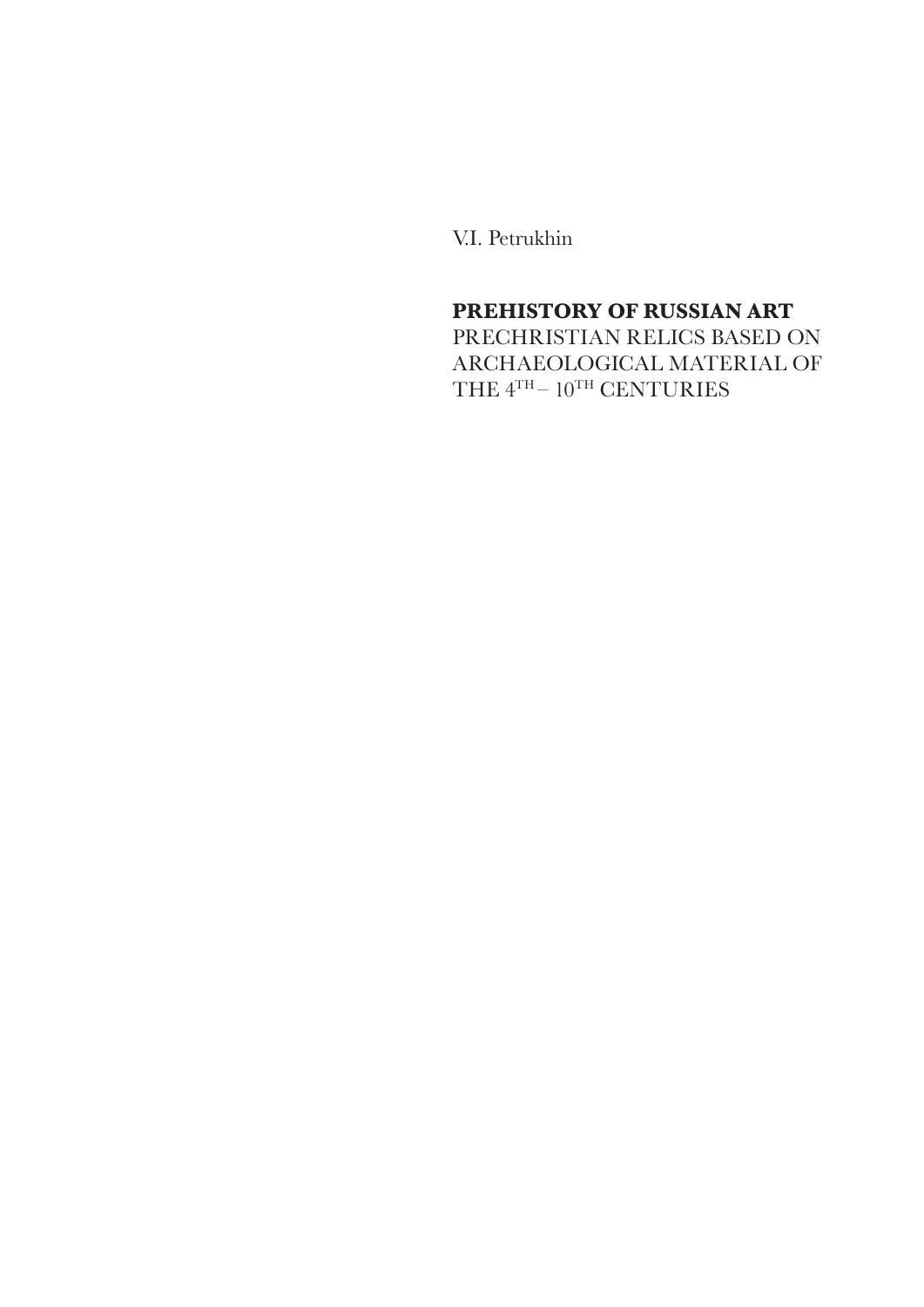V.I. Petrukhin

# PREHISTORY OF RUSSIAN ART

PRECHRISTIAN RELICS BASED ON ARCHAEOLOGICAL MATERIAL OF THE 4TH – 10TH CENTURIES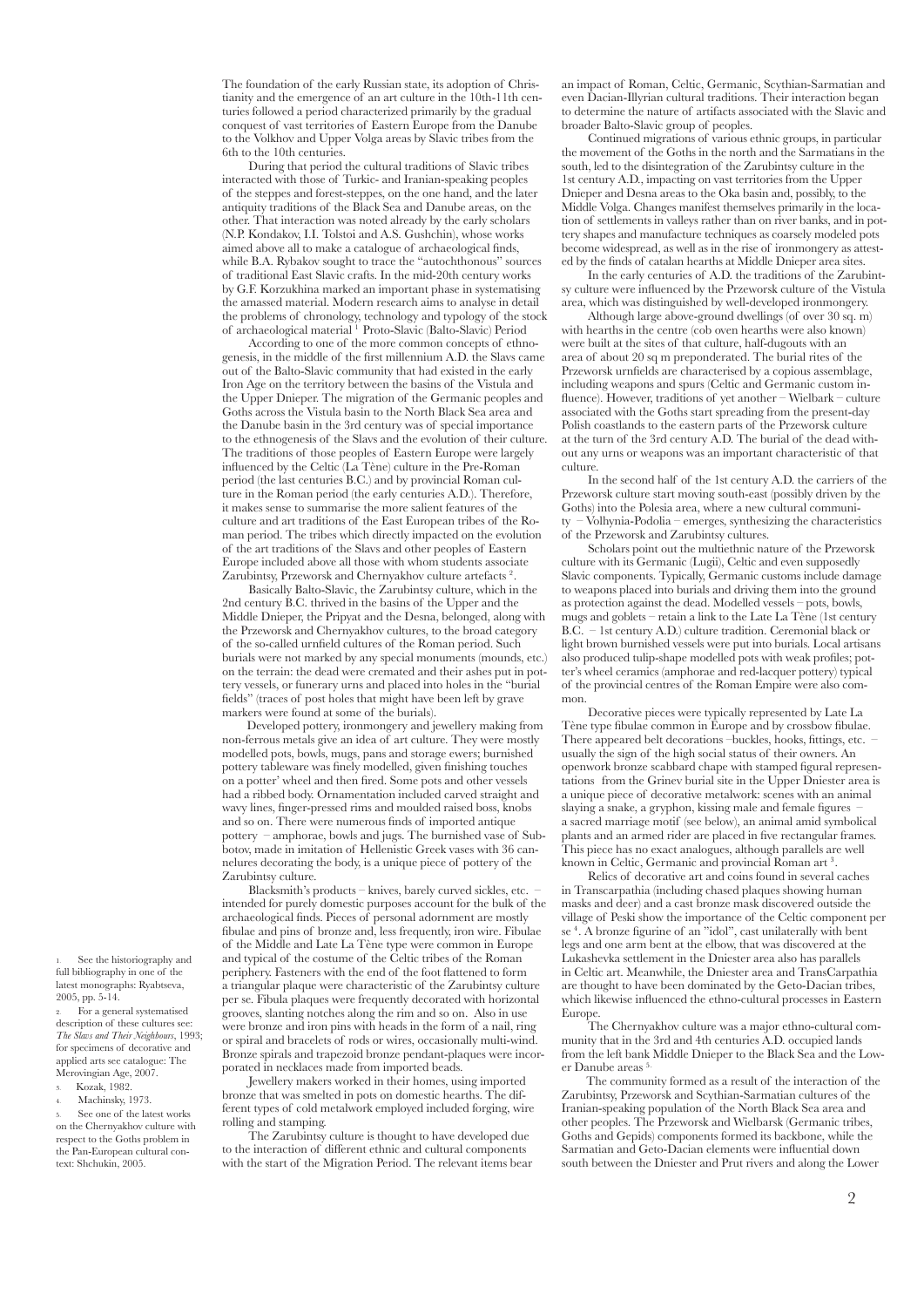The foundation of the early Russian state, its adoption of Christianity and the emergence of an art culture in the 10th-11th centuries followed a period characterized primarily by the gradual conquest of vast territories of Eastern Europe from the Danube to the Volkhov and Upper Volga areas by Slavic tribes from the 6th to the 10th centuries.

During that period the cultural traditions of Slavic tribes interacted with those of Turkic- and Iranian-speaking peoples of the steppes and forest-steppes, on the one hand, and the later antiquity traditions of the Black Sea and Danube areas, on the other. That interaction was noted already by the early scholars (N.P. Kondakov, I.I. Tolstoi and A.S. Gushchin), whose works aimed above all to make a catalogue of archaeological finds, while B.A. Rybakov sought to trace the "autochthonous" sources of traditional East Slavic crafts. In the mid-20th century works by G.F. Korzukhina marked an important phase in systematising the amassed material. Modern research aims to analyse in detail the problems of chronology, technology and typology of the stock of archaeological material [1] Proto-Slavic (Balto-Slavic) Period

According to one of the more common concepts of ethnogenesis, in the middle of the first millennium A.D. the Slavs came out of the Balto-Slavic community that had existed in the early Iron Age on the territory between the basins of the Vistula and the Upper Dnieper. The migration of the Germanic peoples and Goths across the Vistula basin to the North Black Sea area and the Danube basin in the 3rd century was of special importance to the ethnogenesis of the Slavs and the evolution of their culture. The traditions of those peoples of Eastern Europe were largely influenced by the Celtic (La Tène) culture in the Pre-Roman period (the last centuries B.C.) and by provincial Roman culture in the Roman period (the early centuries A.D.). Therefore, it makes sense to summarise the more salient features of the culture and art traditions of the East European tribes of the Roman period. The tribes which directly impacted on the evolution of the art traditions of the Slavs and other peoples of Eastern Europe included above all those with whom students associate Zarubintsy, Przeworsk and Chernyakhov culture artefacts [2].

Basically Balto-Slavic, the Zarubintsy culture, which in the 2nd century B.C. thrived in the basins of the Upper and the Middle Dnieper, the Pripyat and the Desna, belonged, along with the Przeworsk and Chernyakhov cultures, to the broad category of the so-called urnfield cultures of the Roman period. Such burials were not marked by any special monuments (mounds, etc.) on the terrain: the dead were cremated and their ashes put in pottery vessels, or funerary urns and placed into holes in the "burial fields" (traces of post holes that might have been left by grave markers were found at some of the burials).

Developed pottery, ironmongery and jewellery making from non-ferrous metals give an idea of art culture. They were mostly modelled pots, bowls, mugs, pans and storage ewers; burnished pottery tableware was finely modelled, given finishing touches on a potter' wheel and then fired. Some pots and other vessels had a ribbed body. Ornamentation included carved straight and wavy lines, finger-pressed rims and moulded raised boss, knobs and so on. There were numerous finds of imported antique pottery – amphorae, bowls and jugs. The burnished vase of Subbotov, made in imitation of Hellenistic Greek vases with 36 cannelures decorating the body, is a unique piece of pottery of the Zarubintsy culture.

Blacksmith's products – knives, barely curved sickles, etc. – intended for purely domestic purposes account for the bulk of the archaeological finds. Pieces of personal adornment are mostly fibulae and pins of bronze and, less frequently, iron wire. Fibulae of the Middle and Late La Tène type were common in Europe and typical of the costume of the Celtic tribes of the Roman periphery. Fasteners with the end of the foot flattened to form a triangular plaque were characteristic of the Zarubintsy culture per se. Fibula plaques were frequently decorated with horizontal grooves, slanting notches along the rim and so on. Also in use were bronze and iron pins with heads in the form of a nail, ring or spiral and bracelets of rods or wires, occasionally multi-wind. Bronze spirals and trapezoid bronze pendant-plaques were incorporated in necklaces made from imported beads.

Jewellery makers worked in their homes, using imported bronze that was smelted in pots on domestic hearths. The different types of cold metalwork employed included forging, wire rolling and stamping.

The Zarubintsy culture is thought to have developed due to the interaction of different ethnic and cultural components with the start of the Migration Period. The relevant items bear an impact of Roman, Celtic, Germanic, Scythian-Sarmatian and even Dacian-Illyrian cultural traditions. Their interaction began to determine the nature of artifacts associated with the Slavic and broader Balto-Slavic group of peoples.

Continued migrations of various ethnic groups, in particular the movement of the Goths in the north and the Sarmatians in the south, led to the disintegration of the Zarubintsy culture in the 1st century A.D., impacting on vast territories from the Upper Dnieper and Desna areas to the Oka basin and, possibly, to the Middle Volga. Changes manifest themselves primarily in the location of settlements in valleys rather than on river banks, and in pottery shapes and manufacture techniques as coarsely modeled pots become widespread, as well as in the rise of ironmongery as attested by the finds of catalan hearths at Middle Dnieper area sites.

In the early centuries of A.D. the traditions of the Zarubintsy culture were influenced by the Przeworsk culture of the Vistula area, which was distinguished by well-developed ironmongery.

Although large above-ground dwellings (of over 30 sq. m) with hearths in the centre (cob oven hearths were also known) were built at the sites of that culture, half-dugouts with an area of about 20 sq m preponderated. The burial rites of the Przeworsk urnfields are characterised by a copious assemblage, including weapons and spurs (Celtic and Germanic custom influence). However, traditions of yet another – Wielbark – culture associated with the Goths start spreading from the present-day Polish coastlands to the eastern parts of the Przeworsk culture at the turn of the 3rd century A.D. The burial of the dead without any urns or weapons was an important characteristic of that culture.

In the second half of the 1st century A.D. the carriers of the Przeworsk culture start moving south-east (possibly driven by the Goths) into the Polesia area, where a new cultural community – Volhynia-Podolia – emerges, synthesizing the characteristics of the Przeworsk and Zarubintsy cultures.

Scholars point out the multiethnic nature of the Przeworsk culture with its Germanic (Lugii), Celtic and even supposedly Slavic components. Typically, Germanic customs include damage to weapons placed into burials and driving them into the ground as protection against the dead. Modelled vessels – pots, bowls, mugs and goblets – retain a link to the Late La Tène (1st century B.C. – 1st century A.D.) culture tradition. Ceremonial black or light brown burnished vessels were put into burials. Local artisans also produced tulip-shape modelled pots with weak profiles; potter's wheel ceramics (amphorae and red-lacquer pottery) typical of the provincial centres of the Roman Empire were also common.

Decorative pieces were typically represented by Late La Tène type fibulae common in Europe and by crossbow fibulae. There appeared belt decorations –buckles, hooks, fittings, etc. – usually the sign of the high social status of their owners. An openwork bronze scabbard chape with stamped figural representations from the Grinev burial site in the Upper Dniester area is a unique piece of decorative metalwork: scenes with an animal slaying a snake, a gryphon, kissing male and female figures – a sacred marriage motif (see below), an animal amid symbolical plants and an armed rider are placed in five rectangular frames. This piece has no exact analogues, although parallels are well known in Celtic, Germanic and provincial Roman art [3].

Relics of decorative art and coins found in several caches in Transcarpathia (including chased plaques showing human masks and deer) and a cast bronze mask discovered outside the village of Peski show the importance of the Celtic component per se [4]. A bronze figurine of an "idol", cast unilaterally with bent legs and one arm bent at the elbow, that was discovered at the Lukashevka settlement in the Dniester area also has parallels in Celtic art. Meanwhile, the Dniester area and TransCarpathia are thought to have been dominated by the Geto-Dacian tribes, which likewise influenced the ethno-cultural processes in Eastern Europe.

The Chernyakhov culture was a major ethno-cultural community that in the 3rd and 4th centuries A.D. occupied lands from the left bank Middle Dnieper to the Black Sea and the Lower Danube areas [5].

The community formed as a result of the interaction of the Zarubintsy, Przeworsk and Scythian-Sarmatian cultures of the Iranian-speaking population of the North Black Sea area and other peoples. The Przeworsk and Wielbarsk (Germanic tribes, Goths and Gepids) components formed its backbone, while the Sarmatian and Geto-Dacian elements were influential down south between the Dniester and Prut rivers and along the Lower

1. See the historiography and full bibliography in one of the latest monographs: Ryabtseva, 2005, pp. 5-14.
2. For a general systematised description of these cultures see: *The Slavs and Their Neighbours*, 1993; for specimens of decorative and applied arts see catalogue: The Merovingian Age, 2007.
3. Kozak, 1982.
4. Machinsky, 1973.
5. See one of the latest works on the Chernyakhov culture with respect to the Goths problem in the Pan-European cultural context: Shchukin, 2005.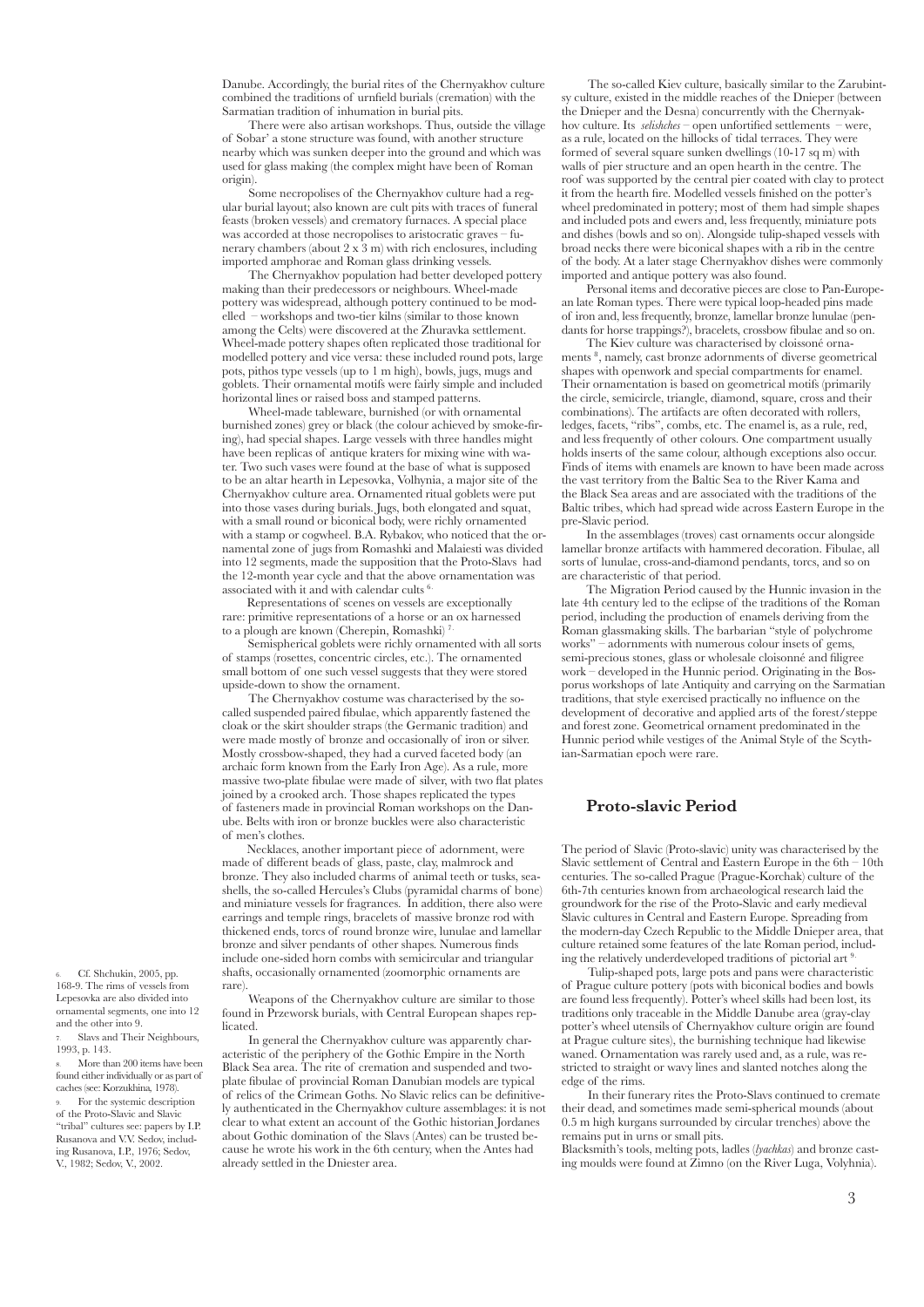Danube. Accordingly, the burial rites of the Chernyakhov culture combined the traditions of urnfield burials (cremation) with the Sarmatian tradition of inhumation in burial pits.

There were also artisan workshops. Thus, outside the village of Sobar' a stone structure was found, with another structure nearby which was sunken deeper into the ground and which was used for glass making (the complex might have been of Roman origin).

Some necropolises of the Chernyakhov culture had a regular burial layout; also known are cult pits with traces of funeral feasts (broken vessels) and crematory furnaces. A special place was accorded at those necropolises to aristocratic graves – funerary chambers (about 2 x 3 m) with rich enclosures, including imported amphorae and Roman glass drinking vessels.

The Chernyakhov population had better developed pottery making than their predecessors or neighbours. Wheel-made pottery was widespread, although pottery continued to be modelled – workshops and two-tier kilns (similar to those known among the Celts) were discovered at the Zhuravka settlement. Wheel-made pottery shapes often replicated those traditional for modelled pottery and vice versa: these included round pots, large pots, pithos type vessels (up to 1 m high), bowls, jugs, mugs and goblets. Their ornamental motifs were fairly simple and included horizontal lines or raised boss and stamped patterns.

Wheel-made tableware, burnished (or with ornamental burnished zones) grey or black (the colour achieved by smoke-firing), had special shapes. Large vessels with three handles might have been replicas of antique kraters for mixing wine with water. Two such vases were found at the base of what is supposed to be an altar hearth in Lepesovka, Volhynia, a major site of the Chernyakhov culture area. Ornamented ritual goblets were put into those vases during burials. Jugs, both elongated and squat, with a small round or biconical body, were richly ornamented with a stamp or cogwheel. B.A. Rybakov, who noticed that the ornamental zone of jugs from Romashki and Malaiesti was divided into 12 segments, made the supposition that the Proto-Slavs had the 12-month year cycle and that the above ornamentation was associated with it and with calendar cults [6].

Representations of scenes on vessels are exceptionally rare: primitive representations of a horse or an ox harnessed to a plough are known (Cherepin, Romashki) [7].

Semispherical goblets were richly ornamented with all sorts of stamps (rosettes, concentric circles, etc.). The ornamented small bottom of one such vessel suggests that they were stored upside-down to show the ornament.

The Chernyakhov costume was characterised by the so-called suspended paired fibulae, which apparently fastened the cloak or the skirt shoulder straps (the Germanic tradition) and were made mostly of bronze and occasionally of iron or silver. Mostly crossbow-shaped, they had a curved faceted body (an archaic form known from the Early Iron Age). As a rule, more massive two-plate fibulae were made of silver, with two flat plates joined by a crooked arch. Those shapes replicated the types of fasteners made in provincial Roman workshops on the Danube. Belts with iron or bronze buckles were also characteristic of men's clothes.

Necklaces, another important piece of adornment, were made of different beads of glass, paste, clay, malmrock and bronze. They also included charms of animal teeth or tusks, seashells, the so-called Hercules's Clubs (pyramidal charms of bone) and miniature vessels for fragrances. In addition, there also were earrings and temple rings, bracelets of massive bronze rod with thickened ends, torcs of round bronze wire, lunulae and lamellar bronze and silver pendants of other shapes. Numerous finds include one-sided horn combs with semicircular and triangular shafts, occasionally ornamented (zoomorphic ornaments are rare).

Weapons of the Chernyakhov culture are similar to those found in Przeworsk burials, with Central European shapes replicated.

In general the Chernyakhov culture was apparently characteristic of the periphery of the Gothic Empire in the North Black Sea area. The rite of cremation and suspended and two-plate fibulae of provincial Roman Danubian models are typical of relics of the Crimean Goths. No Slavic relics can be definitively authenticated in the Chernyakhov culture assemblages: it is not clear to what extent an account of the Gothic historian Jordanes about Gothic domination of the Slavs (Antes) can be trusted because he wrote his work in the 6th century, when the Antes had already settled in the Dniester area.

The so-called Kiev culture, basically similar to the Zarubintsy culture, existed in the middle reaches of the Dnieper (between the Dnieper and the Desna) concurrently with the Chernyakhov culture. Its *selishches* – open unfortified settlements – were, as a rule, located on the hillocks of tidal terraces. They were formed of several square sunken dwellings (10-17 sq m) with walls of pier structure and an open hearth in the centre. The roof was supported by the central pier coated with clay to protect it from the hearth fire. Modelled vessels finished on the potter's wheel predominated in pottery; most of them had simple shapes and included pots and ewers and, less frequently, miniature pots and dishes (bowls and so on). Alongside tulip-shaped vessels with broad necks there were biconical shapes with a rib in the centre of the body. At a later stage Chernyakhov dishes were commonly imported and antique pottery was also found.

Personal items and decorative pieces are close to Pan-European late Roman types. There were typical loop-headed pins made of iron and, less frequently, bronze, lamellar bronze lunulae (pendants for horse trappings?), bracelets, crossbow fibulae and so on.

The Kiev culture was characterised by cloissoné ornaments [8], namely, cast bronze adornments of diverse geometrical shapes with openwork and special compartments for enamel. Their ornamentation is based on geometrical motifs (primarily the circle, semicircle, triangle, diamond, square, cross and their combinations). The artifacts are often decorated with rollers, ledges, facets, "ribs", combs, etc. The enamel is, as a rule, red, and less frequently of other colours. One compartment usually holds inserts of the same colour, although exceptions also occur. Finds of items with enamels are known to have been made across the vast territory from the Baltic Sea to the River Kama and the Black Sea areas and are associated with the traditions of the Baltic tribes, which had spread wide across Eastern Europe in the pre-Slavic period.

In the assemblages (troves) cast ornaments occur alongside lamellar bronze artifacts with hammered decoration. Fibulae, all sorts of lunulae, cross-and-diamond pendants, torcs, and so on are characteristic of that period.

The Migration Period caused by the Hunnic invasion in the late 4th century led to the eclipse of the traditions of the Roman period, including the production of enamels deriving from the Roman glassmaking skills. The barbarian "style of polychrome works" – adornments with numerous colour insets of gems, semi-precious stones, glass or wholesale cloisonné and filigree work – developed in the Hunnic period. Originating in the Bosporus workshops of late Antiquity and carrying on the Sarmatian traditions, that style exercised practically no influence on the development of decorative and applied arts of the forest/steppe and forest zone. Geometrical ornament predominated in the Hunnic period while vestiges of the Animal Style of the Scythian-Sarmatian epoch were rare.

## Proto-slavic Period

The period of Slavic (Proto-slavic) unity was characterised by the Slavic settlement of Central and Eastern Europe in the 6th – 10th centuries. The so-called Prague (Prague-Korchak) culture of the 6th-7th centuries known from archaeological research laid the groundwork for the rise of the Proto-Slavic and early medieval Slavic cultures in Central and Eastern Europe. Spreading from the modern-day Czech Republic to the Middle Dnieper area, that culture retained some features of the late Roman period, including the relatively underdeveloped traditions of pictorial art [9].

Tulip-shaped pots, large pots and pans were characteristic of Prague culture pottery (pots with biconical bodies and bowls are found less frequently). Potter's wheel skills had been lost, its traditions only traceable in the Middle Danube area (gray-clay potter's wheel utensils of Chernyakhov culture origin are found at Prague culture sites), the burnishing technique had likewise waned. Ornamentation was rarely used and, as a rule, was restricted to straight or wavy lines and slanted notches along the edge of the rims.

In their funerary rites the Proto-Slavs continued to cremate their dead, and sometimes made semi-spherical mounds (about 0.5 m high kurgans surrounded by circular trenches) above the remains put in urns or small pits.

Blacksmith's tools, melting pots, ladles (*lyachkas*) and bronze casting moulds were found at Zimno (on the River Luga, Volyhnia).

---

6. Cf. Shchukin, 2005, pp. 168-9. The rims of vessels from Lepesovka are also divided into ornamental segments, one into 12 and the other into 9.
7. Slavs and Their Neighbours, 1993, p. 143.
8. More than 200 items have been found either individually or as part of caches (see: Korzukhina, 1978).
9. For the systemic description of the Proto-Slavic and Slavic "tribal" cultures see: papers by I.P. Rusanova and V.V. Sedov, including Rusanova, I.P., 1976; Sedov, V., 1982; Sedov, V., 2002.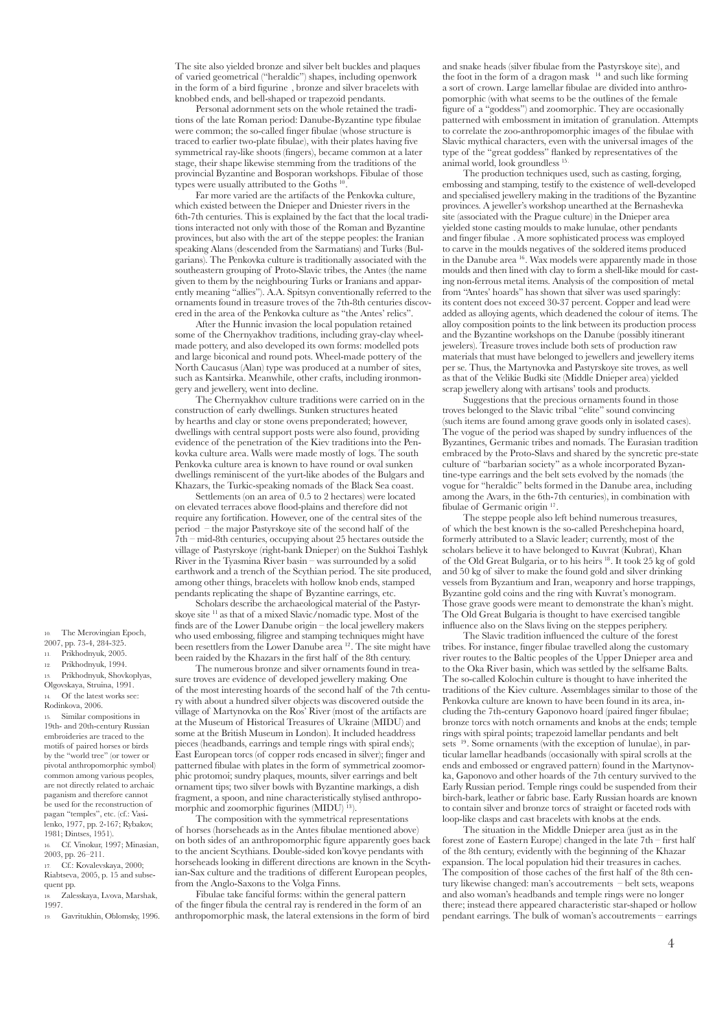The site also yielded bronze and silver belt buckles and plaques of varied geometrical ("heraldic") shapes, including openwork in the form of a bird figurine , bronze and silver bracelets with knobbed ends, and bell-shaped or trapezoid pendants.

Personal adornment sets on the whole retained the traditions of the late Roman period: Danube-Byzantine type fibulae were common; the so-called finger fibulae (whose structure is traced to earlier two-plate fibulae), with their plates having five symmetrical ray-like shoots (fingers), became common at a later stage, their shape likewise stemming from the traditions of the provincial Byzantine and Bosporan workshops. Fibulae of those types were usually attributed to the Goths [10].

Far more varied are the artifacts of the Penkovka culture, which existed between the Dnieper and Dniester rivers in the 6th-7th centuries. This is explained by the fact that the local traditions interacted not only with those of the Roman and Byzantine provinces, but also with the art of the steppe peoples: the Iranian speaking Alans (descended from the Sarmatians) and Turks (Bulgarians). The Penkovka culture is traditionally associated with the southeastern grouping of Proto-Slavic tribes, the Antes (the name given to them by the neighbouring Turks or Iranians and apparently meaning "allies"). A.A. Spitsyn conventionally referred to the ornaments found in treasure troves of the 7th-8th centuries discovered in the area of the Penkovka culture as "the Antes' relics".

After the Hunnic invasion the local population retained some of the Chernyakhov traditions, including gray-clay wheel-made pottery, and also developed its own forms: modelled pots and large biconical and round pots. Wheel-made pottery of the North Caucasus (Alan) type was produced at a number of sites, such as Kantsirka. Meanwhile, other crafts, including ironmongery and jewellery, went into decline.

The Chernyakhov culture traditions were carried on in the construction of early dwellings. Sunken structures heated by hearths and clay or stone ovens preponderated; however, dwellings with central support posts were also found, providing evidence of the penetration of the Kiev traditions into the Penkovka culture area. Walls were made mostly of logs. The south Penkovka culture area is known to have round or oval sunken dwellings reminiscent of the yurt-like abodes of the Bulgars and Khazars, the Turkic-speaking nomads of the Black Sea coast.

Settlements (on an area of 0.5 to 2 hectares) were located on elevated terraces above flood-plains and therefore did not require any fortification. However, one of the central sites of the period – the major Pastyrskoye site of the second half of the 7th – mid-8th centuries, occupying about 25 hectares outside the village of Pastyrskoye (right-bank Dnieper) on the Sukhoi Tashlyk River in the Tyasmina River basin – was surrounded by a solid earthwork and a trench of the Scythian period. The site produced, among other things, bracelets with hollow knob ends, stamped pendants replicating the shape of Byzantine earrings, etc.

Scholars describe the archaeological material of the Pastyrskoye site [11] as that of a mixed Slavic/nomadic type. Most of the finds are of the Lower Danube origin – the local jewellery makers who used embossing, filigree and stamping techniques might have been resettlers from the Lower Danube area [12]. The site might have been raided by the Khazars in the first half of the 8th century.

The numerous bronze and silver ornaments found in treasure troves are evidence of developed jewellery making. One of the most interesting hoards of the second half of the 7th century with about a hundred silver objects was discovered outside the village of Martynovka on the Ros' River (most of the artifacts are at the Museum of Historical Treasures of Ukraine (MIDU) and some at the British Museum in London). It included headdress pieces (headbands, earrings and temple rings with spiral ends); East European torcs (of copper rods encased in silver); finger and patterned fibulae with plates in the form of symmetrical zoomorphic protomoi; sundry plaques, mounts, silver earrings and belt ornament tips; two silver bowls with Byzantine markings, a dish fragment, a spoon, and nine characteristically stylised anthropomorphic and zoomorphic figurines (MIDU) [13].

The composition with the symmetrical representations of horses (horseheads as in the Antes fibulae mentioned above) on both sides of an anthropomorphic figure apparently goes back to the ancient Scythians. Double-sided kon'kovye pendants with horseheads looking in different directions are known in the Scythian-Sax culture and the traditions of different European peoples, from the Anglo-Saxons to the Volga Finns.

Fibulae take fanciful forms: within the general pattern of the finger fibula the central ray is rendered in the form of an anthropomorphic mask, the lateral extensions in the form of bird and snake heads (silver fibulae from the Pastyrskoye site), and the foot in the form of a dragon mask [14] and such like forming a sort of crown. Large lamellar fibulae are divided into anthropomorphic (with what seems to be the outlines of the female figure of a "goddess") and zoomorphic. They are occasionally patterned with embossment in imitation of granulation. Attempts to correlate the zoo-anthropomorphic images of the fibulae with Slavic mythical characters, even with the universal images of the type of the "great goddess" flanked by representatives of the animal world, look groundless [15].

The production techniques used, such as casting, forging, embossing and stamping, testify to the existence of well-developed and specialised jewellery making in the traditions of the Byzantine provinces. A jeweller's workshop unearthed at the Bernashevka site (associated with the Prague culture) in the Dnieper area yielded stone casting moulds to make lunulae, other pendants and finger fibulae . A more sophisticated process was employed to carve in the moulds negatives of the soldered items produced in the Danube area [16]. Wax models were apparently made in those moulds and then lined with clay to form a shell-like mould for casting non-ferrous metal items. Analysis of the composition of metal from "Antes' hoards" has shown that silver was used sparingly: its content does not exceed 30-37 percent. Copper and lead were added as alloying agents, which deadened the colour of items. The alloy composition points to the link between its production process and the Byzantine workshops on the Danube (possibly itinerant jewelers). Treasure troves include both sets of production raw materials that must have belonged to jewellers and jewellery items per se. Thus, the Martynovka and Pastyrskoye site troves, as well as that of the Velikie Budki site (Middle Dnieper area) yielded scrap jewellery along with artisans' tools and products.

Suggestions that the precious ornaments found in those troves belonged to the Slavic tribal "elite" sound convincing (such items are found among grave goods only in isolated cases). The vogue of the period was shaped by sundry influences of the Byzantines, Germanic tribes and nomads. The Eurasian tradition embraced by the Proto-Slavs and shared by the syncretic pre-state culture of "barbarian society" as a whole incorporated Byzantine-type earrings and the belt sets evolved by the nomads (the vogue for "heraldic" belts formed in the Danube area, including among the Avars, in the 6th-7th centuries), in combination with fibulae of Germanic origin [17].

The steppe people also left behind numerous treasures, of which the best known is the so-called Pereshchepina hoard, formerly attributed to a Slavic leader; currently, most of the scholars believe it to have belonged to Kuvrat (Kubrat), Khan of the Old Great Bulgaria, or to his heirs [18]. It took 25 kg of gold and 50 kg of silver to make the found gold and silver drinking vessels from Byzantium and Iran, weaponry and horse trappings, Byzantine gold coins and the ring with Kuvrat's monogram. Those grave goods were meant to demonstrate the khan's might. The Old Great Bulgaria is thought to have exercised tangible influence also on the Slavs living on the steppes periphery.

The Slavic tradition influenced the culture of the forest tribes. For instance, finger fibulae travelled along the customary river routes to the Baltic peoples of the Upper Dnieper area and to the Oka River basin, which was settled by the selfsame Balts. The so-called Kolochin culture is thought to have inherited the traditions of the Kiev culture. Assemblages similar to those of the Penkovka culture are known to have been found in its area, including the 7th-century Gaponovo hoard (paired finger fibulae; bronze torcs with notch ornaments and knobs at the ends; temple rings with spiral points; trapezoid lamellar pendants and belt sets [19]. Some ornaments (with the exception of lunulae), in particular lamellar headbands (occasionally with spiral scrolls at the ends and embossed or engraved pattern) found in the Martynovka, Gaponovo and other hoards of the 7th century survived to the Early Russian period. Temple rings could be suspended from their birch-bark, leather or fabric base. Early Russian hoards are known to contain silver and bronze torcs of straight or faceted rods with loop-like clasps and cast bracelets with knobs at the ends.

The situation in the Middle Dnieper area (just as in the forest zone of Eastern Europe) changed in the late 7th – first half of the 8th century, evidently with the beginning of the Khazar expansion. The local population hid their treasures in caches. The composition of those caches of the first half of the 8th century likewise changed: man's accoutrements – belt sets, weapons and also woman's headbands and temple rings were no longer there; instead there appeared characteristic star-shaped or hollow pendant earrings. The bulk of woman's accoutrements – earrings

---

10. The Merovingian Epoch, 2007, pp. 73-4, 284-325.
11. Prikhodnyuk, 2005.
12. Prikhodnyuk, 1994.
13. Prikhodnyuk, Shovkoplyas, Olgovskaya, Struina, 1991.
14. Of the latest works see: Rodinkova, 2006.
15. Similar compositions in 19th- and 20th-century Russian embroideries are traced to the motifs of paired horses or birds by the "world tree" (or tower or pivotal anthropomorphic symbol) common among various peoples, are not directly related to archaic paganism and therefore cannot be used for the reconstruction of pagan "temples", etc. (cf.: Vasilenko, 1977, pp. 2-167; Rybakov, 1981; Dintses, 1951).
16. Cf. Vinokur, 1997; Minasian, 2003, pp. 26–211.
17. Cf.: Kovalevskaya, 2000; Riabtseva, 2005, p. 15 and subsequent pp.
18. Zalesskaya, Lvova, Marshak, 1997.
19. Gavritukhin, Oblomsky, 1996.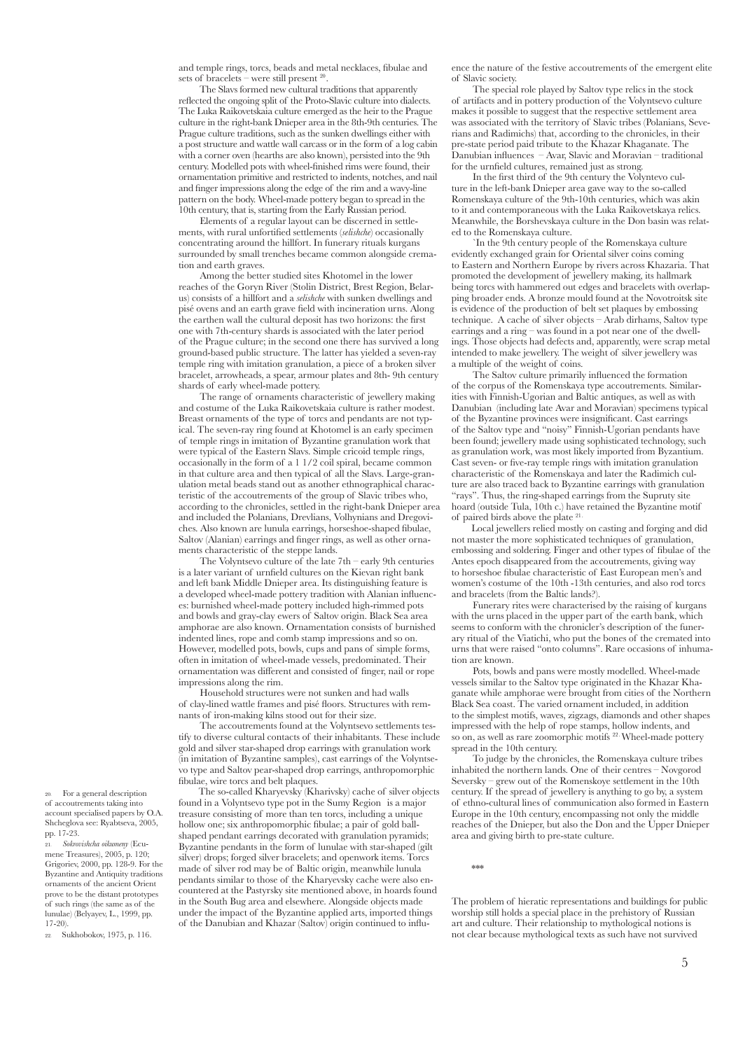and temple rings, torcs, beads and metal necklaces, fibulae and sets of bracelets – were still present [20].

The Slavs formed new cultural traditions that apparently reflected the ongoing split of the Proto-Slavic culture into dialects. The Luka Raikovetskaia culture emerged as the heir to the Prague culture in the right-bank Dnieper area in the 8th-9th centuries. The Prague culture traditions, such as the sunken dwellings either with a post structure and wattle wall carcass or in the form of a log cabin with a corner oven (hearths are also known), persisted into the 9th century. Modelled pots with wheel-finished rims were found, their ornamentation primitive and restricted to indents, notches, and nail and finger impressions along the edge of the rim and a wavy-line pattern on the body. Wheel-made pottery began to spread in the 10th century, that is, starting from the Early Russian period.

Elements of a regular layout can be discerned in settlements, with rural unfortified settlements (*selishche*) occasionally concentrating around the hillfort. In funerary rituals kurgans surrounded by small trenches became common alongside cremation and earth graves.

Among the better studied sites Khotomel in the lower reaches of the Goryn River (Stolin District, Brest Region, Belarus) consists of a hillfort and a *selishche* with sunken dwellings and pisé ovens and an earth grave field with incineration urns. Along the earthen wall the cultural deposit has two horizons: the first one with 7th-century shards is associated with the later period of the Prague culture; in the second one there has survived a long ground-based public structure. The latter has yielded a seven-ray temple ring with imitation granulation, a piece of a broken silver bracelet, arrowheads, a spear, armour plates and 8th- 9th century shards of early wheel-made pottery.

The range of ornaments characteristic of jewellery making and costume of the Luka Raikovetskaia culture is rather modest. Breast ornaments of the type of torcs and pendants are not typical. The seven-ray ring found at Khotomel is an early specimen of temple rings in imitation of Byzantine granulation work that were typical of the Eastern Slavs. Simple cricoid temple rings, occasionally in the form of a 1 1/2 coil spiral, became common in that culture area and then typical of all the Slavs. Large-granulation metal beads stand out as another ethnographical characteristic of the accoutrements of the group of Slavic tribes who, according to the chronicles, settled in the right-bank Dnieper area and included the Polanians, Drevlians, Volhynians and Dregoviches. Also known are lunula earrings, horseshoe-shaped fibulae, Saltov (Alanian) earrings and finger rings, as well as other ornaments characteristic of the steppe lands.

The Volyntsevo culture of the late 7th – early 9th centuries is a later variant of urnfield cultures on the Kievan right bank and left bank Middle Dnieper area. Its distinguishing feature is a developed wheel-made pottery tradition with Alanian influences: burnished wheel-made pottery included high-rimmed pots and bowls and gray-clay ewers of Saltov origin. Black Sea area amphorae are also known. Ornamentation consists of burnished indented lines, rope and comb stamp impressions and so on. However, modelled pots, bowls, cups and pans of simple forms, often in imitation of wheel-made vessels, predominated. Their ornamentation was different and consisted of finger, nail or rope impressions along the rim.

Household structures were not sunken and had walls of clay-lined wattle frames and pisé floors. Structures with remnants of iron-making kilns stood out for their size.

The accoutrements found at the Volyntsevo settlements testify to diverse cultural contacts of their inhabitants. These include gold and silver star-shaped drop earrings with granulation work (in imitation of Byzantine samples), cast earrings of the Volyntsevo type and Saltov pear-shaped drop earrings, anthropomorphic fibulae, wire torcs and belt plaques.

The so-called Kharyevsky (Kharivsky) cache of silver objects found in a Volyntsevo type pot in the Sumy Region is a major treasure consisting of more than ten torcs, including a unique hollow one; six anthropomorphic fibulae; a pair of gold ball-shaped pendant earrings decorated with granulation pyramids; Byzantine pendants in the form of lunulae with star-shaped (gilt silver) drops; forged silver bracelets; and openwork items. Torcs made of silver rod may be of Baltic origin, meanwhile lunula pendants similar to those of the Kharyevsky cache were also encountered at the Pastyrsky site mentioned above, in hoards found in the South Bug area and elsewhere. Alongside objects made under the impact of the Byzantine applied arts, imported things of the Danubian and Khazar (Saltov) origin continued to influence the nature of the festive accoutrements of the emergent elite of Slavic society.

The special role played by Saltov type relics in the stock of artifacts and in pottery production of the Volyntsevo culture makes it possible to suggest that the respective settlement area was associated with the territory of Slavic tribes (Polanians, Severians and Radimichs) that, according to the chronicles, in their pre-state period paid tribute to the Khazar Khaganate. The Danubian influences – Avar, Slavic and Moravian – traditional for the urnfield cultures, remained just as strong.

In the first third of the 9th century the Volyntevo culture in the left-bank Dnieper area gave way to the so-called Romenskaya culture of the 9th-10th centuries, which was akin to it and contemporaneous with the Luka Raikovetskaya relics. Meanwhile, the Borshevskaya culture in the Don basin was related to the Romenskaya culture.

`In the 9th century people of the Romenskaya culture evidently exchanged grain for Oriental silver coins coming to Eastern and Northern Europe by rivers across Khazaria. That promoted the development of jewellery making, its hallmark being torcs with hammered out edges and bracelets with overlapping broader ends. A bronze mould found at the Novotroitsk site is evidence of the production of belt set plaques by embossing technique. A cache of silver objects – Arab dirhams, Saltov type earrings and a ring – was found in a pot near one of the dwellings. Those objects had defects and, apparently, were scrap metal intended to make jewellery. The weight of silver jewellery was a multiple of the weight of coins.

The Saltov culture primarily influenced the formation of the corpus of the Romenskaya type accoutrements. Similarities with Finnish-Ugorian and Baltic antiques, as well as with Danubian (including late Avar and Moravian) specimens typical of the Byzantine provinces were insignificant. Cast earrings of the Saltov type and "noisy" Finnish-Ugorian pendants have been found; jewellery made using sophisticated technology, such as granulation work, was most likely imported from Byzantium. Cast seven- or five-ray temple rings with imitation granulation characteristic of the Romenskaya and later the Radimich culture are also traced back to Byzantine earrings with granulation "rays". Thus, the ring-shaped earrings from the Supruty site hoard (outside Tula, 10th c.) have retained the Byzantine motif of paired birds above the plate [21].

Local jewellers relied mostly on casting and forging and did not master the more sophisticated techniques of granulation, embossing and soldering. Finger and other types of fibulae of the Antes epoch disappeared from the accoutrements, giving way to horseshoe fibulae characteristic of East European men's and women's costume of the 10th -13th centuries, and also rod torcs and bracelets (from the Baltic lands?).

Funerary rites were characterised by the raising of kurgans with the urns placed in the upper part of the earth bank, which seems to conform with the chronicler's description of the funerary ritual of the Viatichi, who put the bones of the cremated into urns that were raised "onto columns". Rare occasions of inhumation are known.

Pots, bowls and pans were mostly modelled. Wheel-made vessels similar to the Saltov type originated in the Khazar Khaganate while amphorae were brought from cities of the Northern Black Sea coast. The varied ornament included, in addition to the simplest motifs, waves, zigzags, diamonds and other shapes impressed with the help of rope stamps, hollow indents, and so on, as well as rare zoomorphic motifs [22]. Wheel-made pottery spread in the 10th century.

To judge by the chronicles, the Romenskaya culture tribes inhabited the northern lands. One of their centres – Novgorod Seversky – grew out of the Romenskoye settlement in the 10th century. If the spread of jewellery is anything to go by, a system of ethno-cultural lines of communication also formed in Eastern Europe in the 10th century, encompassing not only the middle reaches of the Dnieper, but also the Don and the Upper Dnieper area and giving birth to pre-state culture.

\*\*\*

The problem of hieratic representations and buildings for public worship still holds a special place in the prehistory of Russian art and culture. Their relationship to mythological notions is not clear because mythological texts as such have not survived

---

20. For a general description of accoutrements taking into account specialised papers by O.A. Shcheglova see: Ryabtseva, 2005, pp. 17-23.

21. *Sokrovishcha oikumeny* (Ecumene Treasures), 2005, p. 120; Grigoriev, 2000, pp. 128-9. For the Byzantine and Antiquity traditions ornaments of the ancient Orient prove to be the distant prototypes of such rings (the same as of the lunulae) (Belyayev, L., 1999, pp. 17-20).

22. Sukhobokov, 1975, p. 116.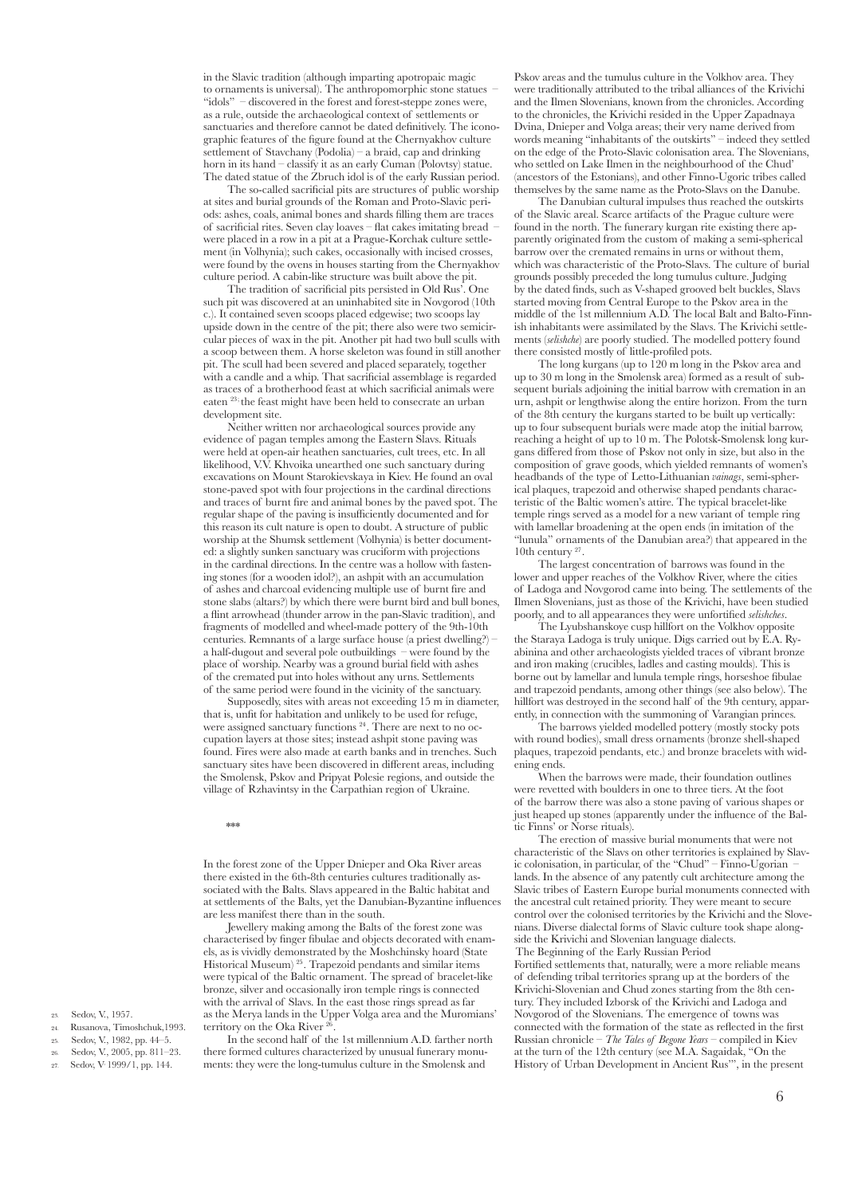in the Slavic tradition (although imparting apotropaic magic to ornaments is universal). The anthropomorphic stone statues – "idols" – discovered in the forest and forest-steppe zones were, as a rule, outside the archaeological context of settlements or sanctuaries and therefore cannot be dated definitively. The iconographic features of the figure found at the Chernyakhov culture settlement of Stavchany (Podolia) – a braid, cap and drinking horn in its hand – classify it as an early Cuman (Polovtsy) statue. The dated statue of the Zbruch idol is of the early Russian period.

The so-called sacrificial pits are structures of public worship at sites and burial grounds of the Roman and Proto-Slavic periods: ashes, coals, animal bones and shards filling them are traces of sacrificial rites. Seven clay loaves – flat cakes imitating bread – were placed in a row in a pit at a Prague-Korchak culture settlement (in Volhynia); such cakes, occasionally with incised crosses, were found by the ovens in houses starting from the Chernyakhov culture period. A cabin-like structure was built above the pit.

The tradition of sacrificial pits persisted in Old Rus'. One such pit was discovered at an uninhabited site in Novgorod (10th c.). It contained seven scoops placed edgewise; two scoops lay upside down in the centre of the pit; there also were two semicircular pieces of wax in the pit. Another pit had two bull sculls with a scoop between them. A horse skeleton was found in still another pit. The scull had been severed and placed separately, together with a candle and a whip. That sacrificial assemblage is regarded as traces of a brotherhood feast at which sacrificial animals were eaten [23]: the feast might have been held to consecrate an urban development site.

Neither written nor archaeological sources provide any evidence of pagan temples among the Eastern Slavs. Rituals were held at open-air heathen sanctuaries, cult trees, etc. In all likelihood, V.V. Khvoika unearthed one such sanctuary during excavations on Mount Starokievskaya in Kiev. He found an oval stone-paved spot with four projections in the cardinal directions and traces of burnt fire and animal bones by the paved spot. The regular shape of the paving is insufficiently documented and for this reason its cult nature is open to doubt. A structure of public worship at the Shumsk settlement (Volhynia) is better documented: a slightly sunken sanctuary was cruciform with projections in the cardinal directions. In the centre was a hollow with fastening stones (for a wooden idol?), an ashpit with an accumulation of ashes and charcoal evidencing multiple use of burnt fire and stone slabs (altars?) by which there were burnt bird and bull bones, a flint arrowhead (thunder arrow in the pan-Slavic tradition), and fragments of modelled and wheel-made pottery of the 9th-10th centuries. Remnants of a large surface house (a priest dwelling?) – a half-dugout and several pole outbuildings – were found by the place of worship. Nearby was a ground burial field with ashes of the cremated put into holes without any urns. Settlements of the same period were found in the vicinity of the sanctuary.

Supposedly, sites with areas not exceeding 15 m in diameter, that is, unfit for habitation and unlikely to be used for refuge, were assigned sanctuary functions [24]. There are next to no occupation layers at those sites; instead ashpit stone paving was found. Fires were also made at earth banks and in trenches. Such sanctuary sites have been discovered in different areas, including the Smolensk, Pskov and Pripyat Polesie regions, and outside the village of Rzhavintsy in the Carpathian region of Ukraine.

***

In the forest zone of the Upper Dnieper and Oka River areas there existed in the 6th-8th centuries cultures traditionally associated with the Balts. Slavs appeared in the Baltic habitat and at settlements of the Balts, yet the Danubian-Byzantine influences are less manifest there than in the south.

Jewellery making among the Balts of the forest zone was characterised by finger fibulae and objects decorated with enamels, as is vividly demonstrated by the Moshchinsky hoard (State Historical Museum) [25]. Trapezoid pendants and similar items were typical of the Baltic ornament. The spread of bracelet-like bronze, silver and occasionally iron temple rings is connected with the arrival of Slavs. In the east those rings spread as far as the Merya lands in the Upper Volga area and the Muromians' territory on the Oka River [26].

In the second half of the 1st millennium A.D. farther north there formed cultures characterized by unusual funerary monuments: they were the long-tumulus culture in the Smolensk and Pskov areas and the tumulus culture in the Volkhov area. They were traditionally attributed to the tribal alliances of the Krivichi and the Ilmen Slovenians, known from the chronicles. According to the chronicles, the Krivichi resided in the Upper Zapadnaya Dvina, Dnieper and Volga areas; their very name derived from words meaning "inhabitants of the outskirts" – indeed they settled on the edge of the Proto-Slavic colonisation area. The Slovenians, who settled on Lake Ilmen in the neighbourhood of the Chud' (ancestors of the Estonians), and other Finno-Ugoric tribes called themselves by the same name as the Proto-Slavs on the Danube.

The Danubian cultural impulses thus reached the outskirts of the Slavic areal. Scarce artifacts of the Prague culture were found in the north. The funerary kurgan rite existing there apparently originated from the custom of making a semi-spherical barrow over the cremated remains in urns or without them, which was characteristic of the Proto-Slavs. The culture of burial grounds possibly preceded the long tumulus culture. Judging by the dated finds, such as V-shaped grooved belt buckles, Slavs started moving from Central Europe to the Pskov area in the middle of the 1st millennium A.D. The local Balt and Balto-Finnish inhabitants were assimilated by the Slavs. The Krivichi settlements (*selishche*) are poorly studied. The modelled pottery found there consisted mostly of little-profiled pots.

The long kurgans (up to 120 m long in the Pskov area and up to 30 m long in the Smolensk area) formed as a result of subsequent burials adjoining the initial barrow with cremation in an urn, ashpit or lengthwise along the entire horizon. From the turn of the 8th century the kurgans started to be built up vertically: up to four subsequent burials were made atop the initial barrow, reaching a height of up to 10 m. The Polotsk-Smolensk long kurgans differed from those of Pskov not only in size, but also in the composition of grave goods, which yielded remnants of women's headbands of the type of Letto-Lithuanian *vainags*, semi-spherical plaques, trapezoid and otherwise shaped pendants characteristic of the Baltic women's attire. The typical bracelet-like temple rings served as a model for a new variant of temple ring with lamellar broadening at the open ends (in imitation of the "lunula" ornaments of the Danubian area?) that appeared in the 10th century [27].

The largest concentration of barrows was found in the lower and upper reaches of the Volkhov River, where the cities of Ladoga and Novgorod came into being. The settlements of the Ilmen Slovenians, just as those of the Krivichi, have been studied poorly, and to all appearances they were unfortified *selishches*.

The Lyubshanskoye cusp hillfort on the Volkhov opposite the Staraya Ladoga is truly unique. Digs carried out by E.A. Ryabinina and other archaeologists yielded traces of vibrant bronze and iron making (crucibles, ladles and casting moulds). This is borne out by lamellar and lunula temple rings, horseshoe fibulae and trapezoid pendants, among other things (see also below). The hillfort was destroyed in the second half of the 9th century, apparently, in connection with the summoning of Varangian princes.

The barrows yielded modelled pottery (mostly stocky pots with round bodies), small dress ornaments (bronze shell-shaped plaques, trapezoid pendants, etc.) and bronze bracelets with widening ends.

When the barrows were made, their foundation outlines were revetted with boulders in one to three tiers. At the foot of the barrow there was also a stone paving of various shapes or just heaped up stones (apparently under the influence of the Baltic Finns' or Norse rituals).

The erection of massive burial monuments that were not characteristic of the Slavs on other territories is explained by Slavic colonisation, in particular, of the "Chud" – Finno-Ugorian – lands. In the absence of any patently cult architecture among the Slavic tribes of Eastern Europe burial monuments connected with the ancestral cult retained priority. They were meant to secure control over the colonised territories by the Krivichi and the Slovenians. Diverse dialectal forms of Slavic culture took shape alongside the Krivichi and Slovenian language dialects.

## The Beginning of the Early Russian Period

Fortified settlements that, naturally, were a more reliable means of defending tribal territories sprang up at the borders of the Krivichi-Slovenian and Chud zones starting from the 8th century. They included Izborsk of the Krivichi and Ladoga and Novgorod of the Slovenians. The emergence of towns was connected with the formation of the state as reflected in the first Russian chronicle – *The Tales of Begone Years* – compiled in Kiev at the turn of the 12th century (see M.A. Sagaidak, "On the History of Urban Development in Ancient Rus'", in the present

---

23. Sedov, V., 1957.
24. Rusanova, Timoshchuk, 1993.
25. Sedov, V., 1982, pp. 44–5.
26. Sedov, V., 2005, pp. 811–23.
27. Sedov, V. 1999/1, pp. 144.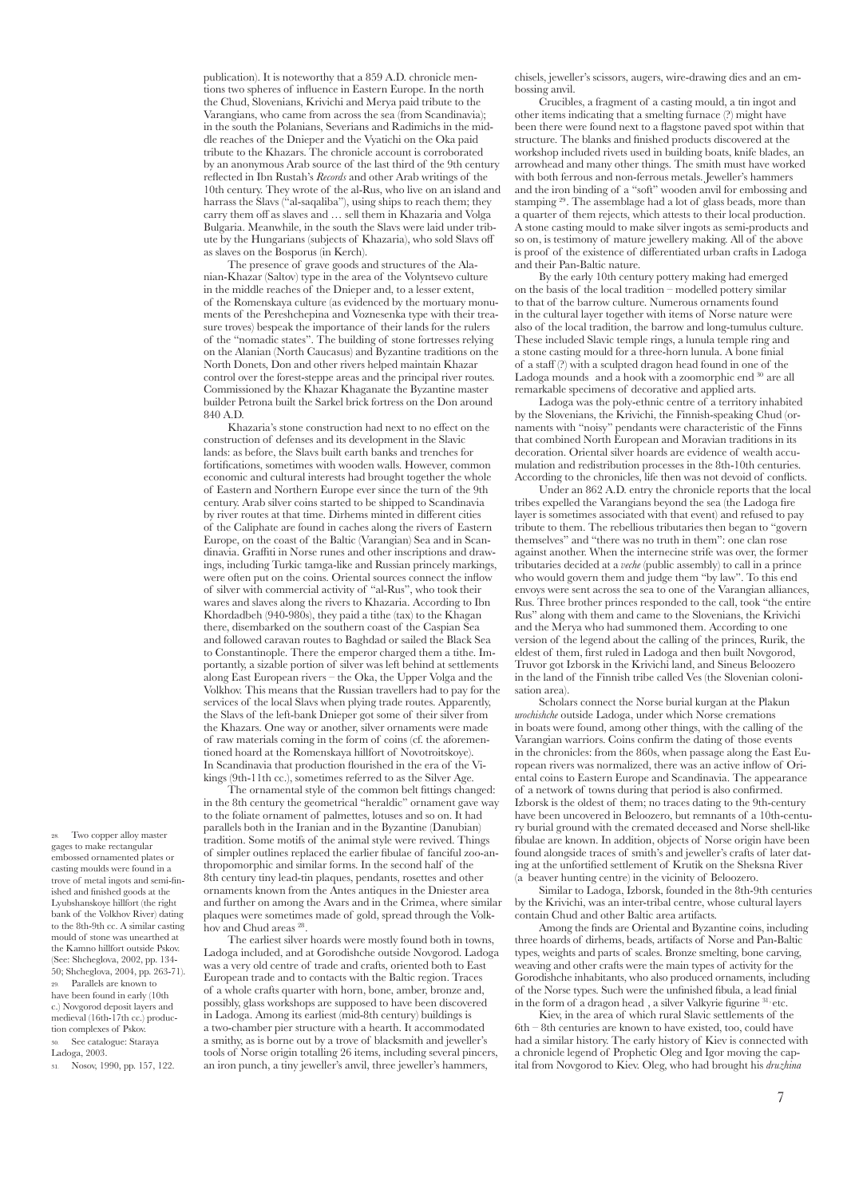publication). It is noteworthy that a 859 A.D. chronicle mentions two spheres of influence in Eastern Europe. In the north the Chud, Slovenians, Krivichi and Merya paid tribute to the Varangians, who came from across the sea (from Scandinavia); in the south the Polanians, Severians and Radimichs in the middle reaches of the Dnieper and the Vyatichi on the Oka paid tribute to the Khazars. The chronicle account is corroborated by an anonymous Arab source of the last third of the 9th century reflected in Ibn Rustah's *Records* and other Arab writings of the 10th century. They wrote of the al-Rus, who live on an island and harrass the Slavs ("al-saqaliba"), using ships to reach them; they carry them off as slaves and … sell them in Khazaria and Volga Bulgaria. Meanwhile, in the south the Slavs were laid under tribute by the Hungarians (subjects of Khazaria), who sold Slavs off as slaves on the Bosporus (in Kerch).

The presence of grave goods and structures of the Alanian-Khazar (Saltov) type in the area of the Volyntsevo culture in the middle reaches of the Dnieper and, to a lesser extent, of the Romenskaya culture (as evidenced by the mortuary monuments of the Pereshchepina and Voznesenka type with their treasure troves) bespeak the importance of their lands for the rulers of the "nomadic states". The building of stone fortresses relying on the Alanian (North Caucasus) and Byzantine traditions on the North Donets, Don and other rivers helped maintain Khazar control over the forest-steppe areas and the principal river routes. Commissioned by the Khazar Khaganate the Byzantine master builder Petrona built the Sarkel brick fortress on the Don around 840 A.D.

Khazaria's stone construction had next to no effect on the construction of defenses and its development in the Slavic lands: as before, the Slavs built earth banks and trenches for fortifications, sometimes with wooden walls. However, common economic and cultural interests had brought together the whole of Eastern and Northern Europe ever since the turn of the 9th century. Arab silver coins started to be shipped to Scandinavia by river routes at that time. Dirhems minted in different cities of the Caliphate are found in caches along the rivers of Eastern Europe, on the coast of the Baltic (Varangian) Sea and in Scandinavia. Graffiti in Norse runes and other inscriptions and drawings, including Turkic tamga-like and Russian princely markings, were often put on the coins. Oriental sources connect the inflow of silver with commercial activity of "al-Rus", who took their wares and slaves along the rivers to Khazaria. According to Ibn Khordadbeh (940-980s), they paid a tithe (tax) to the Khagan there, disembarked on the southern coast of the Caspian Sea and followed caravan routes to Baghdad or sailed the Black Sea to Constantinople. There the emperor charged them a tithe. Importantly, a sizable portion of silver was left behind at settlements along East European rivers – the Oka, the Upper Volga and the Volkhov. This means that the Russian travellers had to pay for the services of the local Slavs when plying trade routes. Apparently, the Slavs of the left-bank Dnieper got some of their silver from the Khazars. One way or another, silver ornaments were made of raw materials coming in the form of coins (cf. the aforementioned hoard at the Romenskaya hillfort of Novotroitskoye). In Scandinavia that production flourished in the era of the Vikings (9th-11th cc.), sometimes referred to as the Silver Age.

The ornamental style of the common belt fittings changed: in the 8th century the geometrical "heraldic" ornament gave way to the foliate ornament of palmettes, lotuses and so on. It had parallels both in the Iranian and in the Byzantine (Danubian) tradition. Some motifs of the animal style were revived. Things of simpler outlines replaced the earlier fibulae of fanciful zoo-anthropomorphic and similar forms. In the second half of the 8th century tiny lead-tin plaques, pendants, rosettes and other ornaments known from the Antes antiques in the Dniester area and further on among the Avars and in the Crimea, where similar plaques were sometimes made of gold, spread through the Volkhov and Chud areas [28].

The earliest silver hoards were mostly found both in towns, Ladoga included, and at Gorodishche outside Novgorod. Ladoga was a very old centre of trade and crafts, oriented both to East European trade and to contacts with the Baltic region. Traces of a whole crafts quarter with horn, bone, amber, bronze and, possibly, glass workshops are supposed to have been discovered in Ladoga. Among its earliest (mid-8th century) buildings is a two-chamber pier structure with a hearth. It accommodated a smithy, as is borne out by a trove of blacksmith and jeweller's tools of Norse origin totalling 26 items, including several pincers, an iron punch, a tiny jeweller's anvil, three jeweller's hammers, chisels, jeweller's scissors, augers, wire-drawing dies and an embossing anvil.

Crucibles, a fragment of a casting mould, a tin ingot and other items indicating that a smelting furnace (?) might have been there were found next to a flagstone paved spot within that structure. The blanks and finished products discovered at the workshop included rivets used in building boats, knife blades, an arrowhead and many other things. The smith must have worked with both ferrous and non-ferrous metals. Jeweller's hammers and the iron binding of a "soft" wooden anvil for embossing and stamping [29]. The assemblage had a lot of glass beads, more than a quarter of them rejects, which attests to their local production. A stone casting mould to make silver ingots as semi-products and so on, is testimony of mature jewellery making. All of the above is proof of the existence of differentiated urban crafts in Ladoga and their Pan-Baltic nature.

By the early 10th century pottery making had emerged on the basis of the local tradition – modelled pottery similar to that of the barrow culture. Numerous ornaments found in the cultural layer together with items of Norse nature were also of the local tradition, the barrow and long-tumulus culture. These included Slavic temple rings, a lunula temple ring and a stone casting mould for a three-horn lunula. A bone finial of a staff (?) with a sculpted dragon head found in one of the Ladoga mounds and a hook with a zoomorphic end [30] are all remarkable specimens of decorative and applied arts.

Ladoga was the poly-ethnic centre of a territory inhabited by the Slovenians, the Krivichi, the Finnish-speaking Chud (ornaments with "noisy" pendants were characteristic of the Finns that combined North European and Moravian traditions in its decoration. Oriental silver hoards are evidence of wealth accumulation and redistribution processes in the 8th-10th centuries. According to the chronicles, life then was not devoid of conflicts.

Under an 862 A.D. entry the chronicle reports that the local tribes expelled the Varangians beyond the sea (the Ladoga fire layer is sometimes associated with that event) and refused to pay tribute to them. The rebellious tributaries then began to "govern themselves" and "there was no truth in them": one clan rose against another. When the internecine strife was over, the former tributaries decided at a *veche* (public assembly) to call in a prince who would govern them and judge them "by law". To this end envoys were sent across the sea to one of the Varangian alliances, Rus. Three brother princes responded to the call, took "the entire Rus" along with them and came to the Slovenians, the Krivichi and the Merya who had summoned them. According to one version of the legend about the calling of the princes, Rurik, the eldest of them, first ruled in Ladoga and then built Novgorod, Truvor got Izborsk in the Krivichi land, and Sineus Beloozero in the land of the Finnish tribe called Ves (the Slovenian colonisation area).

Scholars connect the Norse burial kurgan at the Plakun *urochishche* outside Ladoga, under which Norse cremations in boats were found, among other things, with the calling of the Varangian warriors. Coins confirm the dating of those events in the chronicles: from the 860s, when passage along the East European rivers was normalized, there was an active inflow of Oriental coins to Eastern Europe and Scandinavia. The appearance of a network of towns during that period is also confirmed. Izborsk is the oldest of them; no traces dating to the 9th-century have been uncovered in Beloozero, but remnants of a 10th-century burial ground with the cremated deceased and Norse shell-like fibulae are known. In addition, objects of Norse origin have been found alongside traces of smith's and jeweller's crafts of later dating at the unfortified settlement of Krutik on the Sheksna River (a beaver hunting centre) in the vicinity of Beloozero.

Similar to Ladoga, Izborsk, founded in the 8th-9th centuries by the Krivichi, was an inter-tribal centre, whose cultural layers contain Chud and other Baltic area artifacts.

Among the finds are Oriental and Byzantine coins, including three hoards of dirhems, beads, artifacts of Norse and Pan-Baltic types, weights and parts of scales. Bronze smelting, bone carving, weaving and other crafts were the main types of activity for the Gorodishche inhabitants, who also produced ornaments, including of the Norse types. Such were the unfinished fibula, a lead finial in the form of a dragon head , a silver Valkyrie figurine [31], etc.

Kiev, in the area of which rural Slavic settlements of the 6th – 8th centuries are known to have existed, too, could have had a similar history. The early history of Kiev is connected with a chronicle legend of Prophetic Oleg and Igor moving the capital from Novgorod to Kiev. Oleg, who had brought his *druzhina*

---

28. Two copper alloy master gages to make rectangular embossed ornamented plates or casting moulds were found in a trove of metal ingots and semi-finished and finished goods at the Lyubshanskoye hillfort (the right bank of the Volkhov River) dating to the 8th-9th cc. A similar casting mould of stone was unearthed at the Kamno hillfort outside Pskov. (See: Shcheglova, 2002, pp. 134-50; Shcheglova, 2004, pp. 263-71).

29. Parallels are known to have been found in early (10th c.) Novgorod deposit layers and medieval (16th-17th cc.) production complexes of Pskov.

30. See catalogue: Staraya Ladoga, 2003.

31. Nosov, 1990, pp. 157, 122.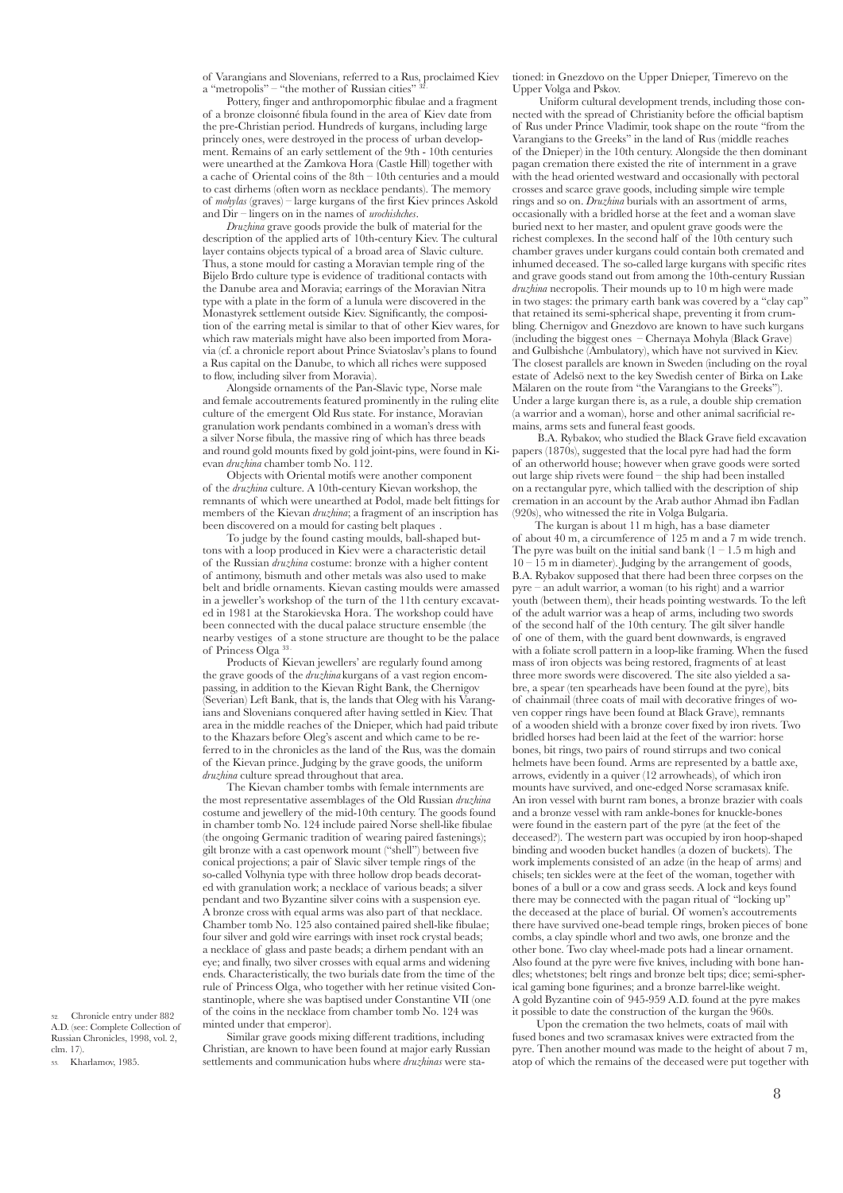of Varangians and Slovenians, referred to a Rus, proclaimed Kiev a "metropolis" – "the mother of Russian cities" [32].

Pottery, finger and anthropomorphic fibulae and a fragment of a bronze cloisonné fibula found in the area of Kiev date from the pre-Christian period. Hundreds of kurgans, including large princely ones, were destroyed in the process of urban development. Remains of an early settlement of the 9th - 10th centuries were unearthed at the Zamkova Hora (Castle Hill) together with a cache of Oriental coins of the 8th – 10th centuries and a mould to cast dirhems (often worn as necklace pendants). The memory of *mohylas* (graves) – large kurgans of the first Kiev princes Askold and Dir – lingers on in the names of *urochishches*.

*Druzhina* grave goods provide the bulk of material for the description of the applied arts of 10th-century Kiev. The cultural layer contains objects typical of a broad area of Slavic culture. Thus, a stone mould for casting a Moravian temple ring of the Bijelo Brdo culture type is evidence of traditional contacts with the Danube area and Moravia; earrings of the Moravian Nitra type with a plate in the form of a lunula were discovered in the Monastyrek settlement outside Kiev. Significantly, the composition of the earring metal is similar to that of other Kiev wares, for which raw materials might have also been imported from Moravia (cf. a chronicle report about Prince Sviatoslav's plans to found a Rus capital on the Danube, to which all riches were supposed to flow, including silver from Moravia).

Alongside ornaments of the Pan-Slavic type, Norse male and female accoutrements featured prominently in the ruling elite culture of the emergent Old Rus state. For instance, Moravian granulation work pendants combined in a woman's dress with a silver Norse fibula, the massive ring of which has three beads and round gold mounts fixed by gold joint-pins, were found in Kievan *druzhina* chamber tomb No. 112.

Objects with Oriental motifs were another component of the *druzhina* culture. A 10th-century Kievan workshop, the remnants of which were unearthed at Podol, made belt fittings for members of the Kievan *druzhina*; a fragment of an inscription has been discovered on a mould for casting belt plaques .

To judge by the found casting moulds, ball-shaped buttons with a loop produced in Kiev were a characteristic detail of the Russian *druzhina* costume: bronze with a higher content of antimony, bismuth and other metals was also used to make belt and bridle ornaments. Kievan casting moulds were amassed in a jeweller's workshop of the turn of the 11th century excavated in 1981 at the Starokievska Hora. The workshop could have been connected with the ducal palace structure ensemble (the nearby vestiges of a stone structure are thought to be the palace of Princess Olga [33].

Products of Kievan jewellers' are regularly found among the grave goods of the *druzhina* kurgans of a vast region encompassing, in addition to the Kievan Right Bank, the Chernigov (Severian) Left Bank, that is, the lands that Oleg with his Varangians and Slovenians conquered after having settled in Kiev. That area in the middle reaches of the Dnieper, which had paid tribute to the Khazars before Oleg's ascent and which came to be referred to in the chronicles as the land of the Rus, was the domain of the Kievan prince. Judging by the grave goods, the uniform *druzhina* culture spread throughout that area.

The Kievan chamber tombs with female internments are the most representative assemblages of the Old Russian *druzhina* costume and jewellery of the mid-10th century. The goods found in chamber tomb No. 124 include paired Norse shell-like fibulae (the ongoing Germanic tradition of wearing paired fastenings); gilt bronze with a cast openwork mount ("shell") between five conical projections; a pair of Slavic silver temple rings of the so-called Volhynia type with three hollow drop beads decorated with granulation work; a necklace of various beads; a silver pendant and two Byzantine silver coins with a suspension eye. A bronze cross with equal arms was also part of that necklace. Chamber tomb No. 125 also contained paired shell-like fibulae; four silver and gold wire earrings with inset rock crystal beads; a necklace of glass and paste beads; a dirhem pendant with an eye; and finally, two silver crosses with equal arms and widening ends. Characteristically, the two burials date from the time of the rule of Princess Olga, who together with her retinue visited Constantinople, where she was baptised under Constantine VII (one of the coins in the necklace from chamber tomb No. 124 was minted under that emperor).

Similar grave goods mixing different traditions, including Christian, are known to have been found at major early Russian settlements and communication hubs where *druzhinas* were stationed: in Gnezdovo on the Upper Dnieper, Timerevo on the Upper Volga and Pskov.

Uniform cultural development trends, including those connected with the spread of Christianity before the official baptism of Rus under Prince Vladimir, took shape on the route "from the Varangians to the Greeks" in the land of Rus (middle reaches of the Dnieper) in the 10th century. Alongside the then dominant pagan cremation there existed the rite of internment in a grave with the head oriented westward and occasionally with pectoral crosses and scarce grave goods, including simple wire temple rings and so on. *Druzhina* burials with an assortment of arms, occasionally with a bridled horse at the feet and a woman slave buried next to her master, and opulent grave goods were the richest complexes. In the second half of the 10th century such chamber graves under kurgans could contain both cremated and inhumed deceased. The so-called large kurgans with specific rites and grave goods stand out from among the 10th-century Russian *druzhina* necropolis. Their mounds up to 10 m high were made in two stages: the primary earth bank was covered by a "clay cap" that retained its semi-spherical shape, preventing it from crumbling. Chernigov and Gnezdovo are known to have such kurgans (including the biggest ones – Chernaya Mohyla (Black Grave) and Gulbishche (Ambulatory), which have not survived in Kiev. The closest parallels are known in Sweden (including on the royal estate of Adelsö next to the key Swedish center of Birka on Lake Mälaren on the route from "the Varangians to the Greeks"). Under a large kurgan there is, as a rule, a double ship cremation (a warrior and a woman), horse and other animal sacrificial remains, arms sets and funeral feast goods.

B.A. Rybakov, who studied the Black Grave field excavation papers (1870s), suggested that the local pyre had had the form of an otherworld house; however when grave goods were sorted out large ship rivets were found – the ship had been installed on a rectangular pyre, which tallied with the description of ship cremation in an account by the Arab author Ahmad ibn Fadlan (920s), who witnessed the rite in Volga Bulgaria.

The kurgan is about 11 m high, has a base diameter of about 40 m, a circumference of 125 m and a 7 m wide trench. The pyre was built on the initial sand bank (1 – 1.5 m high and 10 – 15 m in diameter). Judging by the arrangement of goods, B.A. Rybakov supposed that there had been three corpses on the pyre – an adult warrior, a woman (to his right) and a warrior youth (between them), their heads pointing westwards. To the left of the adult warrior was a heap of arms, including two swords of the second half of the 10th century. The gilt silver handle of one of them, with the guard bent downwards, is engraved with a foliate scroll pattern in a loop-like framing. When the fused mass of iron objects was being restored, fragments of at least three more swords were discovered. The site also yielded a sabre, a spear (ten spearheads have been found at the pyre), bits of chainmail (three coats of mail with decorative fringes of woven copper rings have been found at Black Grave), remnants of a wooden shield with a bronze cover fixed by iron rivets. Two bridled horses had been laid at the feet of the warrior: horse bones, bit rings, two pairs of round stirrups and two conical helmets have been found. Arms are represented by a battle axe, arrows, evidently in a quiver (12 arrowheads), of which iron mounts have survived, and one-edged Norse scramasax knife. An iron vessel with burnt ram bones, a bronze brazier with coals and a bronze vessel with ram ankle-bones for knuckle-bones were found in the eastern part of the pyre (at the feet of the deceased?). The western part was occupied by iron hoop-shaped binding and wooden bucket handles (a dozen of buckets). The work implements consisted of an adze (in the heap of arms) and chisels; ten sickles were at the feet of the woman, together with bones of a bull or a cow and grass seeds. A lock and keys found there may be connected with the pagan ritual of "locking up" the deceased at the place of burial. Of women's accoutrements there have survived one-bead temple rings, broken pieces of bone combs, a clay spindle whorl and two awls, one bronze and the other bone. Two clay wheel-made pots had a linear ornament. Also found at the pyre were five knives, including with bone handles; whetstones; belt rings and bronze belt tips; dice; semi-spherical gaming bone figurines; and a bronze barrel-like weight. A gold Byzantine coin of 945-959 A.D. found at the pyre makes it possible to date the construction of the kurgan the 960s.

Upon the cremation the two helmets, coats of mail with fused bones and two scramasax knives were extracted from the pyre. Then another mound was made to the height of about 7 m, atop of which the remains of the deceased were put together with

32. Chronicle entry under 882 A.D. (see: Complete Collection of Russian Chronicles, 1998, vol. 2, clm. 17).

33. Kharlamov, 1985.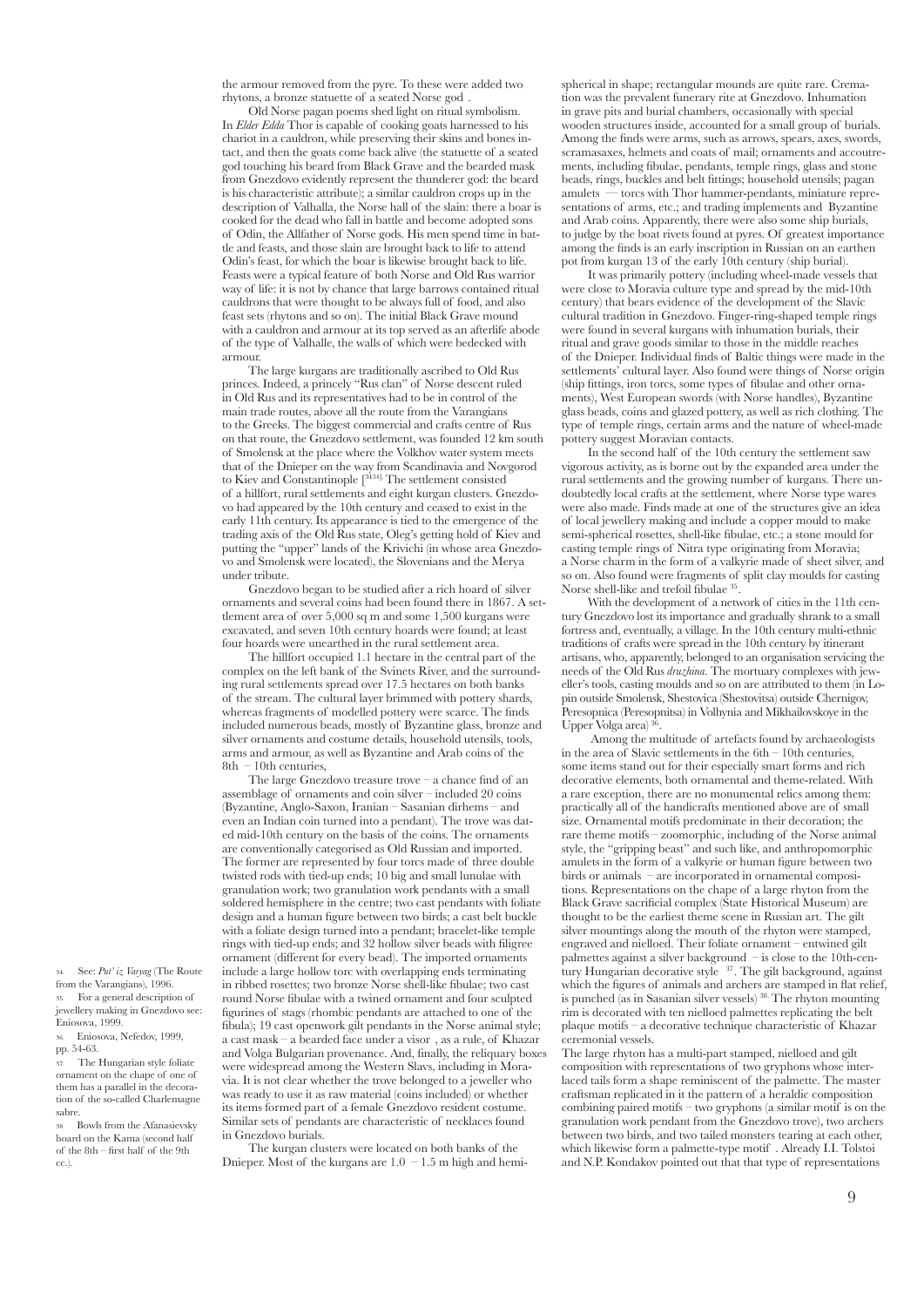the armour removed from the pyre. To these were added two rhytons, a bronze statuette of a seated Norse god .

Old Norse pagan poems shed light on ritual symbolism. In *Elder Edda* Thor is capable of cooking goats harnessed to his chariot in a cauldron, while preserving their skins and bones intact, and then the goats come back alive (the statuette of a seated god touching his beard from Black Grave and the bearded mask from Gnezdovo evidently represent the thunderer god: the beard is his characteristic attribute); a similar cauldron crops up in the description of Valhalla, the Norse hall of the slain: there a boar is cooked for the dead who fall in battle and become adopted sons of Odin, the Allfather of Norse gods. His men spend time in battle and feasts, and those slain are brought back to life to attend Odin's feast, for which the boar is likewise brought back to life. Feasts were a typical feature of both Norse and Old Rus warrior way of life: it is not by chance that large barrows contained ritual cauldrons that were thought to be always full of food, and also feast sets (rhytons and so on). The initial Black Grave mound with a cauldron and armour at its top served as an afterlife abode of the type of Valhalle, the walls of which were bedecked with armour.

The large kurgans are traditionally ascribed to Old Rus princes. Indeed, a princely "Rus clan" of Norse descent ruled in Old Rus and its representatives had to be in control of the main trade routes, above all the route from the Varangians to the Greeks. The biggest commercial and crafts centre of Rus on that route, the Gnezdovo settlement, was founded 12 km south of Smolensk at the place where the Volkhov water system meets that of the Dnieper on the way from Scandinavia and Novgorod to Kiev and Constantinople [34]. The settlement consisted of a hillfort, rural settlements and eight kurgan clusters. Gnezdovo had appeared by the 10th century and ceased to exist in the early 11th century. Its appearance is tied to the emergence of the trading axis of the Old Rus state, Oleg's getting hold of Kiev and putting the "upper" lands of the Krivichi (in whose area Gnezdovo and Smolensk were located), the Slovenians and the Merya under tribute.

Gnezdovo began to be studied after a rich hoard of silver ornaments and several coins had been found there in 1867. A settlement area of over 5,000 sq m and some 1,500 kurgans were excavated, and seven 10th century hoards were found; at least four hoards were unearthed in the rural settlement area.

The hillfort occupied 1.1 hectare in the central part of the complex on the left bank of the Svinets River, and the surrounding rural settlements spread over 17.5 hectares on both banks of the stream. The cultural layer brimmed with pottery shards, whereas fragments of modelled pottery were scarce. The finds included numerous beads, mostly of Byzantine glass, bronze and silver ornaments and costume details, household utensils, tools, arms and armour, as well as Byzantine and Arab coins of the 8th – 10th centuries,

The large Gnezdovo treasure trove – a chance find of an assemblage of ornaments and coin silver – included 20 coins (Byzantine, Anglo-Saxon, Iranian – Sasanian dirhems – and even an Indian coin turned into a pendant). The trove was dated mid-10th century on the basis of the coins. The ornaments are conventionally categorised as Old Russian and imported. The former are represented by four torcs made of three double twisted rods with tied-up ends; 10 big and small lunulae with granulation work; two granulation work pendants with a small soldered hemisphere in the centre; two cast pendants with foliate design and a human figure between two birds; a cast belt buckle with a foliate design turned into a pendant; bracelet-like temple rings with tied-up ends; and 32 hollow silver beads with filigree ornament (different for every bead). The imported ornaments include a large hollow torc with overlapping ends terminating in ribbed rosettes; two bronze Norse shell-like fibulae; two cast round Norse fibulae with a twined ornament and four sculpted figurines of stags (rhombic pendants are attached to one of the fibula); 19 cast openwork gilt pendants in the Norse animal style; a cast mask – a bearded face under a visor , as a rule, of Khazar and Volga Bulgarian provenance. And, finally, the reliquary boxes were widespread among the Western Slavs, including in Moravia. It is not clear whether the trove belonged to a jeweller who was ready to use it as raw material (coins included) or whether its items formed part of a female Gnezdovo resident costume. Similar sets of pendants are characteristic of necklaces found in Gnezdovo burials.

The kurgan clusters were located on both banks of the Dnieper. Most of the kurgans are 1.0 – 1.5 m high and hemispherical in shape; rectangular mounds are quite rare. Cremation was the prevalent funerary rite at Gnezdovo. Inhumation in grave pits and burial chambers, occasionally with special wooden structures inside, accounted for a small group of burials. Among the finds were arms, such as arrows, spears, axes, swords, scramasaxes, helmets and coats of mail; ornaments and accoutrements, including fibulae, pendants, temple rings, glass and stone beads, rings, buckles and belt fittings; household utensils; pagan amulets — torcs with Thor hammer-pendants, miniature representations of arms, etc.; and trading implements and Byzantine and Arab coins. Apparently, there were also some ship burials, to judge by the boat rivets found at pyres. Of greatest importance among the finds is an early inscription in Russian on an earthen pot from kurgan 13 of the early 10th century (ship burial).

It was primarily pottery (including wheel-made vessels that were close to Moravia culture type and spread by the mid-10th century) that bears evidence of the development of the Slavic cultural tradition in Gnezdovo. Finger-ring-shaped temple rings were found in several kurgans with inhumation burials, their ritual and grave goods similar to those in the middle reaches of the Dnieper. Individual finds of Baltic things were made in the settlements' cultural layer. Also found were things of Norse origin (ship fittings, iron torcs, some types of fibulae and other ornaments), West European swords (with Norse handles), Byzantine glass beads, coins and glazed pottery, as well as rich clothing. The type of temple rings, certain arms and the nature of wheel-made pottery suggest Moravian contacts.

In the second half of the 10th century the settlement saw vigorous activity, as is borne out by the expanded area under the rural settlements and the growing number of kurgans. There undoubtedly local crafts at the settlement, where Norse type wares were also made. Finds made at one of the structures give an idea of local jewellery making and include a copper mould to make semi-spherical rosettes, shell-like fibulae, etc.; a stone mould for casting temple rings of Nitra type originating from Moravia; a Norse charm in the form of a valkyrie made of sheet silver, and so on. Also found were fragments of split clay moulds for casting Norse shell-like and trefoil fibulae [35].

With the development of a network of cities in the 11th century Gnezdovo lost its importance and gradually shrank to a small fortress and, eventually, a village. In the 10th century multi-ethnic traditions of crafts were spread in the 10th century by itinerant artisans, who, apparently, belonged to an organisation servicing the needs of the Old Rus *druzhina*. The mortuary complexes with jeweller's tools, casting moulds and so on are attributed to them (in Lopin outside Smolensk, Shestovica (Shestovitsa) outside Chernigov, Peresopnica (Peresopnitsa) in Volhynia and Mikhailovskoye in the Upper Volga area) [36].

Among the multitude of artefacts found by archaeologists in the area of Slavic settlements in the 6th – 10th centuries, some items stand out for their especially smart forms and rich decorative elements, both ornamental and theme-related. With a rare exception, there are no monumental relics among them: practically all of the handicrafts mentioned above are of small size. Ornamental motifs predominate in their decoration; the rare theme motifs – zoomorphic, including of the Norse animal style, the "gripping beast" and such like, and anthropomorphic amulets in the form of a valkyrie or human figure between two birds or animals – are incorporated in ornamental compositions. Representations on the chape of a large rhyton from the Black Grave sacrificial complex (State Historical Museum) are thought to be the earliest theme scene in Russian art. The gilt silver mountings along the mouth of the rhyton were stamped, engraved and nielloed. Their foliate ornament – entwined gilt palmettes against a silver background – is close to the 10th-century Hungarian decorative style [37]. The gilt background, against which the figures of animals and archers are stamped in flat relief, is punched (as in Sasanian silver vessels) [38]. The rhyton mounting rim is decorated with ten nielloed palmettes replicating the belt plaque motifs – a decorative technique characteristic of Khazar ceremonial vessels.

The large rhyton has a multi-part stamped, nielloed and gilt composition with representations of two gryphons whose interlaced tails form a shape reminiscent of the palmette. The master craftsman replicated in it the pattern of a heraldic composition combining paired motifs – two gryphons (a similar motif is on the granulation work pendant from the Gnezdovo trove), two archers between two birds, and two tailed monsters tearing at each other, which likewise form a palmette-type motif . Already I.I. Tolstoi and N.P. Kondakov pointed out that that type of representations

---

34. See: *Put' iz Varyag* (The Route from the Varangians), 1996.
35. For a general description of jewellery making in Gnezdovo see: Eniosova, 1999.
36. Eniosova, Nefedov, 1999, pp. 54-63.
37. The Hungarian style foliate ornament on the chape of one of them has a parallel in the decoration of the so-called Charlemagne sabre.
38. Bowls from the Afanasievsky hoard on the Kama (second half of the 8th – first half of the 9th cc.).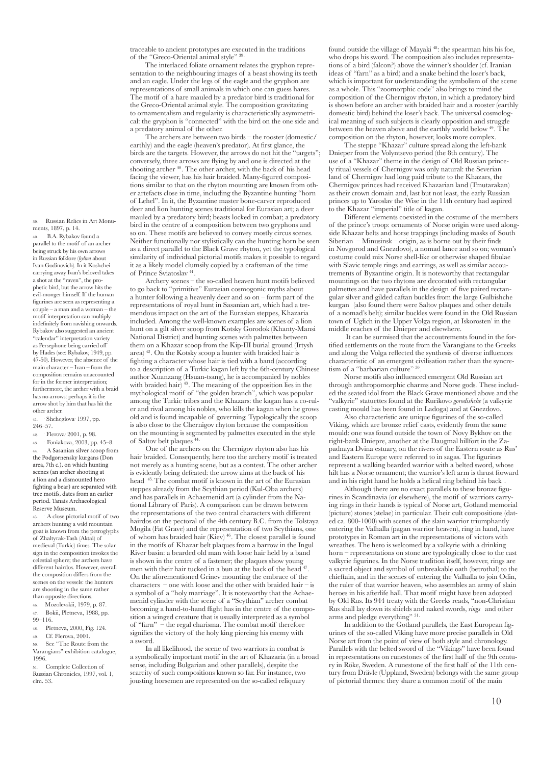traceable to ancient prototypes are executed in the traditions of the "Greco-Oriental animal style" [39].

The interlaced foliate ornament relates the gryphon representation to the neighbouring images of a beast showing its teeth and an eagle. Under the legs of the eagle and the gryphon are representations of small animals in which one can guess hares. The motif of a hare mauled by a predator bird is traditional for the Greco-Oriental animal style. The composition gravitating to ornamentalism and regularity is characteristically asymmetrical: the gryphon is "connected" with the bird on the one side and a predatory animal of the other.

The archers are between two birds – the rooster (domestic/earthly) and the eagle (heaven's predator). At first glance, the birds are the targets. However, the arrows do not hit the "targets"; conversely, three arrows are flying by and one is directed at the shooting archer [40]. The other archer, with the back of his head facing the viewer, has his hair braided. Many-figured compositions similar to that on the rhyton mounting are known from other artefacts close in time, including the Byzantine hunting "horn of Lehel". In it, the Byzantine master bone-carver reproduced deer and lion hunting scenes traditional for Eurasian art; a deer mauled by a predatory bird; beasts locked in combat; a predatory bird in the centre of a composition between two gryphons and so on. These motifs are believed to convey mostly circus scenes. Neither functionally nor stylistically can the hunting horn be seen as a direct parallel to the Black Grave rhyton, yet the typological similarity of individual pictorial motifs makes it possible to regard it as a likely model clumsily copied by a craftsman of the time of Prince Sviatoslav [41].

Archery scenes – the so-called heaven hunt motifs believed to go back to "primitive" Eurasian cosmogonic myths about a hunter following a heavenly deer and so on – form part of the representations of royal hunt in Sasanian art, which had a tremendous impact on the art of the Eurasian steppes, Khazaria included. Among the well-known examples are scenes of a lion hunt on a gilt silver scoop from Kotsky Gorodok (Khanty-Mansi National District) and hunting scenes with palmettes between them on a Khazar scoop from the Kip-III burial ground (Irtysh area) [42]. On the Kotsky scoop a hunter with braided hair is fighting a character whose hair is tied with a band (according to a description of a Turkic kagan left by the 6th-century Chinese author Xuanzang (Hsuan-tsang), he is accompanied by nobles with braided hair) [43]. The meaning of the opposition lies in the mythological motif of "the golden branch", which was popular among the Turkic tribes and the Khazars: the kagan has a co-ruler and rival among his nobles, who kills the kagan when he grows old and is found incapable of governing. Typologically the scoop is also close to the Chernigov rhyton because the composition on the mounting is segmented by palmettes executed in the style of Saltov belt plaques [44].

One of the archers on the Chernigov rhyton also has his hair braided. Consequently, here too the archery motif is treated not merely as a hunting scene, but as a contest. The other archer is evidently being defeated: the arrow aims at the back of his head [45]. The combat motif is known in the art of the Eurasian steppes already from the Scythian period (Kul-Oba archers) and has parallels in Achaemenid art (a cylinder from the National Library of Paris). A comparison can be drawn between the representations of the two central characters with different hairdos on the pectoral of the 4th century B.C. from the Tolstaya Mogila (Fat Grave) and the representation of two Scythians, one of whom has braided hair (Kiev) [46]. The closest parallel is found in the motifs of Khazar belt plaques from a barrow in the Ingul River basin: a bearded old man with loose hair held by a band is shown in the centre of a fastener; the plaques show young men with their hair tucked in a bun at the back of the head [47]. On the aforementioned Grinev mounting the embrace of the characters – one with loose and the other with braided hair – is a symbol of a "holy marriage". It is noteworthy that the Achaemenid cylinder with the scene of a "Scythian" archer combat becoming a hand-to-hand flight has in the centre of the composition a winged creature that is usually interpreted as a symbol of "farn" – the regal charisma. The combat motif therefore signifies the victory of the holy king piercing his enemy with a sword.

In all likelihood, the scene of two warriors in combat is a symbolically important motif in the art of Khazaria (in a broad sense, including Bulgarian and other parallels), despite the scarcity of such compositions known so far. For instance, two jousting horsemen are represented on the so-called reliquary found outside the village of Mayaki [48]: the spearman hits his foe, who drops his sword. The composition also includes representations of a bird (falcon?) above the winner's shoulder (cf. Iranian ideas of "farn" as a bird) and a snake behind the loser's back, which is important for understanding the symbolism of the scene as a whole. This "zoomorphic code" also brings to mind the composition of the Chernigov rhyton, in which a predatory bird is shown before an archer with braided hair and a rooster (earthly domestic bird) behind the loser's back. The universal cosmological meaning of such subjects is clearly opposition and struggle between the heaven above and the earthly world below [49]. The composition on the rhyton, however, looks more complex.

The steppe "Khazar" culture spread along the left-bank Dnieper from the Volyntsevo period (the 8th century). The use of a "Khazar" theme in the design of Old Russian princely ritual vessels of Chernigov was only natural: the Severian land of Chernigov had long paid tribute to the Khazars, the Chernigov princes had received Khazarian land (Tmutarakan) as their crown domain and, last but not least, the early Russian princes up to Yaroslav the Wise in the 11th century had aspired to the Khazar "imperial" title of kagan.

Different elements coexisted in the costume of the members of the prince's troop: ornaments of Norse origin were used alongside Khazar belts and horse trappings (including masks of South Siberian – Minusinsk – origin, as is borne out by their finds in Novgorod and Gnezdovo), a nomad lance and so on; woman's costume could mix Norse shell-like or otherwise shaped fibulae with Slavic temple rings and earrings, as well as similar accoutrements of Byzantine origin. It is noteworthy that rectangular mountings on the two rhytons are decorated with rectangular palmettes and have parallels in the design of five paired rectangular silver and gilded caftan buckles from the large Gulbishche kurgan (also found there were Saltov plaques and other details of a nomad's belt); similar buckles were found in the Old Russian town of Uglich in the Upper Volga region, at Iskorosten' in the middle reaches of the Dnieper and elsewhere.

It can be surmised that the accoutrements found in the fortified settlements on the route from the Varangians to the Greeks and along the Volga reflected the synthesis of diverse influences characteristic of an emergent civilisation rather than the syncretism of a "barbarian culture" [50].

Norse motifs also influenced emergent Old Russian art through anthropomorphic charms and Norse gods. These included the seated idol from the Black Grave mentioned above and the "valkyrie" statuettes found at the Rurikovo *gorodishche* (a valkyrie casting mould has been found in Ladoga) and at Gnezdovo.

Also characteristic are unique figurines of the so-called Viking, which are bronze relief casts, evidently from the same mould: one was found outside the town of Novy Bykhov on the right-bank Dniepre, another at the Daugmal hillfort in the Zapadnaya Dvina estuary, on the rivers of the Eastern route as Rus' and Eastern Europe were referred to in sagas. The figurines represent a walking bearded warrior with a belted sword, whose hilt has a Norse ornament; the warrior's left arm is thrust forward and in his right hand he holds a helical ring behind his back.

Although there are no exact parallels to these bronze figurines in Scandinavia (or elsewhere), the motif of warriors carrying rings in their hands is typical of Norse art, Gotland memorial (picture) stones (stelae) in particular. Their cult compositions (dated ca. 800-1000) with scenes of the slain warrior triumphantly entering the Valhalla (pagan warrior heaven), ring in hand, have prototypes in Roman art in the representations of victors with wreathes. The hero is welcomed by a valkyrie with a drinking horn – representations on stone are typologically close to the cast valkyrie figurines. In the Norse tradition itself, however, rings are a sacred object and symbol of unbreakable oath (betrothal) to the chieftain, and in the scenes of entering the Valhalla to join Odin, the ruler of that warrior heaven, who assembles an army of slain heroes in his afterlife hall. That motif might have been adopted by Old Rus. Its 944 treaty with the Greeks reads, "non-Christian Rus shall lay down its shields and naked swords, *rings* and other arms and pledge everything" [51].

In addition to the Gotland parallels, the East European figurines of the so-called Viking have more precise parallels in Old Norse art from the point of view of both style and chronology. Parallels with the belted sword of the "Vikings" have been found in representations on runestones of the first half of the 9th century in Röke, Sweden. A runestone of the first half of the 11th century from Drävle (Uppland, Sweden) belongs with the same group of pictorial themes: they share a common motif of the main

---

39. Russian Relics in Art Monuments, 1897, p. 14.

40. B.A. Rybakov found a parallel to the motif of an archer being struck by his own arrows in Russian folklore (*bylina* about Ivan Godinovich). In it Koshchei carrying away Ivan's beloved takes a shot at the "raven", the prophetic bird, but the arrow hits the evil-monger himself. If the human figurines are seen as representing a couple – a man and a woman – the motif interpretation can multiply indefinitely from ravishing onwards. Rybakov also suggested an ancient "calendar" interpretation variety as Persephone being carried off by Hades (see: Rybakov, 1949, pp. 47-50). However, the absence of the main character – Ivan – from the composition remains unaccounted for in the former interpretation; furthermore, the archer with a braid has no arrows: perhaps it is the arrow shot by him that has hit the other archer.

41. Shcheglova 1997, pp. 246–57.

42. Flerova 2001, p. 98.

43. Foniakova, 2003, pp. 45–8.

44. A Sasanian silver scoop from the Podgornensky kurgans (Don area, 7th c.), on which hunting scenes (an archer shooting at a lion and a dismounted hero fighting a bear) are separated with tree motifs, dates from an earlier period. Tanais Archaeological Reserve Museum.

45. A close pictorial motif of two archers hunting a wild mountain goat is known from the petroglyphs of Zhaltyrak-Tash (Aktai) of medieval (Turkic) times. The solar sign in the composition invokes the celestial sphere; the archers have different hairdos. However, overall the composition differs from the scenes on the vessels: the hunters are shooting in the same rather than opposite directions.

46. Mozolevskii, 1979, p. 87.

47. Bokii, Pletneva, 1988, pp. 99–116.

48. Pletneva, 2000, Fig. 124.

49. Cf. Flerova, 2001.

50. See "The Route from the Varangians" exhibition catalogue, 1996.

51. Complete Collection of Russian Chronicles, 1997, vol. 1, clm. 53.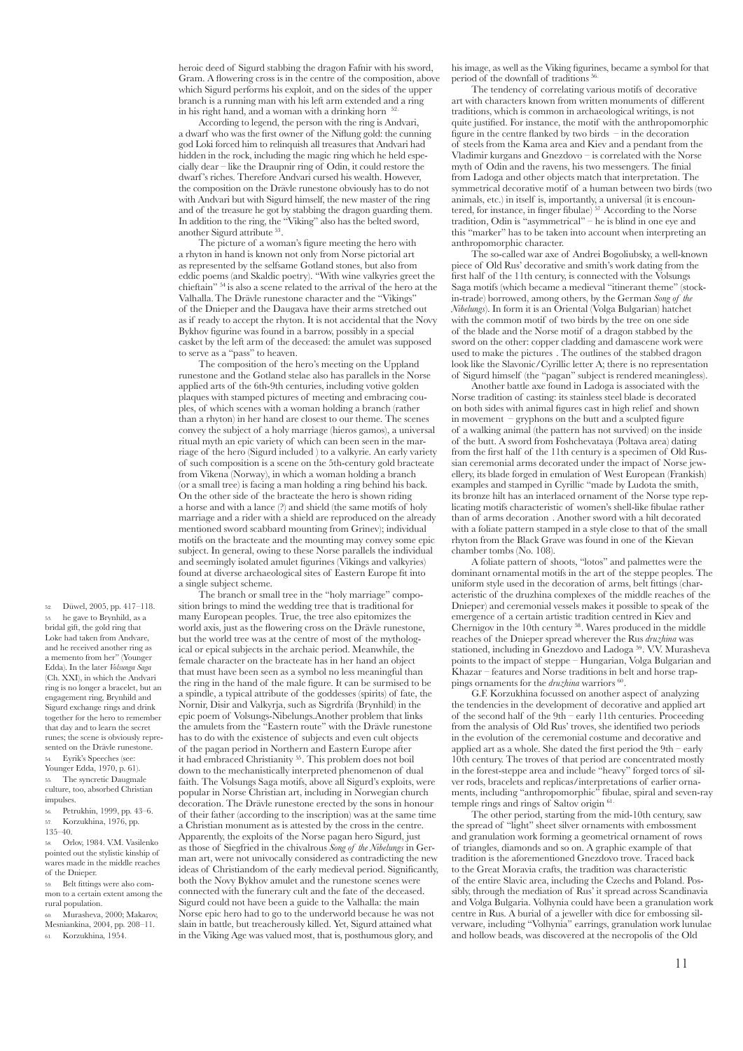heroic deed of Sigurd stabbing the dragon Fafnir with his sword, Gram. A flowering cross is in the centre of the composition, above which Sigurd performs his exploit, and on the sides of the upper branch is a running man with his left arm extended and a ring in his right hand, and a woman with a drinking horn [52].

According to legend, the person with the ring is Andvari, a dwarf who was the first owner of the Niflung gold: the cunning god Loki forced him to relinquish all treasures that Andvari had hidden in the rock, including the magic ring which he held especially dear – like the Draupnir ring of Odin, it could restore the dwarf's riches. Therefore Andvari cursed his wealth. However, the composition on the Drävle runestone obviously has to do not with Andvari but with Sigurd himself, the new master of the ring and of the treasure he got by stabbing the dragon guarding them. In addition to the ring, the "Viking" also has the belted sword, another Sigurd attribute [53].

The picture of a woman's figure meeting the hero with a rhyton in hand is known not only from Norse pictorial art as represented by the selfsame Gotland stones, but also from eddic poems (and Skaldic poetry). "With wine valkyries greet the chieftain" [54] is also a scene related to the arrival of the hero at the Valhalla. The Drävle runestone character and the "Vikings" of the Dnieper and the Daugava have their arms stretched out as if ready to accept the rhyton. It is not accidental that the Novy Bykhov figurine was found in a barrow, possibly in a special casket by the left arm of the deceased: the amulet was supposed to serve as a "pass" to heaven.

The composition of the hero's meeting on the Uppland runestone and the Gotland stelae also has parallels in the Norse applied arts of the 6th-9th centuries, including votive golden plaques with stamped pictures of meeting and embracing couples, of which scenes with a woman holding a branch (rather than a rhyton) in her hand are closest to our theme. The scenes convey the subject of a holy marriage (hieros gamos), a universal ritual myth an epic variety of which can been seen in the marriage of the hero (Sigurd included ) to a valkyrie. An early variety of such composition is a scene on the 5th-century gold bracteate from Vikena (Norway), in which a woman holding a branch (or a small tree) is facing a man holding a ring behind his back. On the other side of the bracteate the hero is shown riding a horse and with a lance (?) and shield (the same motifs of holy marriage and a rider with a shield are reproduced on the already mentioned sword scabbard mounting from Grinev); individual motifs on the bracteate and the mounting may convey some epic subject. In general, owing to these Norse parallels the individual and seemingly isolated amulet figurines (Vikings and valkyries) found at diverse archaeological sites of Eastern Europe fit into a single subject scheme.

The branch or small tree in the "holy marriage" composition brings to mind the wedding tree that is traditional for many European peoples. True, the tree also epitomizes the world axis, just as the flowering cross on the Drävle runestone, but the world tree was at the centre of most of the mythological or epical subjects in the archaic period. Meanwhile, the female character on the bracteate has in her hand an object that must have been seen as a symbol no less meaningful than the ring in the hand of the male figure. It can be surmised to be a spindle, a typical attribute of the goddesses (spirits) of fate, the Nornir, Disir and Valkyrja, such as Sigrdrifa (Brynhild) in the epic poem of Volsungs-Nibelungs.Another problem that links the amulets from the "Eastern route" with the Drävle runestone has to do with the existence of subjects and even cult objects of the pagan period in Northern and Eastern Europe after it had embraced Christianity [55]. This problem does not boil down to the mechanistically interpreted phenomenon of dual faith. The Volsungs Saga motifs, above all Sigurd's exploits, were popular in Norse Christian art, including in Norwegian church decoration. The Drävle runestone erected by the sons in honour of their father (according to the inscription) was at the same time a Christian monument as is attested by the cross in the centre. Apparently, the exploits of the Norse pagan hero Sigurd, just as those of Siegfried in the chivalrous *Song of the Nibelungs* in German art, were not univocally considered as contradicting the new ideas of Christiandom of the early medieval period. Significantly, both the Novy Bykhov amulet and the runestone scenes were connected with the funerary cult and the fate of the deceased. Sigurd could not have been a guide to the Valhalla: the main Norse epic hero had to go to the underworld because he was not slain in battle, but treacherously killed. Yet, Sigurd attained what in the Viking Age was valued most, that is, posthumous glory, and his image, as well as the Viking figurines, became a symbol for that period of the downfall of traditions [56].

The tendency of correlating various motifs of decorative art with characters known from written monuments of different traditions, which is common in archaeological writings, is not quite justified. For instance, the motif with the anthropomorphic figure in the centre flanked by two birds – in the decoration of steels from the Kama area and Kiev and a pendant from the Vladimir kurgans and Gnezdovo – is correlated with the Norse myth of Odin and the ravens, his two messengers. The finial from Ladoga and other objects match that interpretation. The symmetrical decorative motif of a human between two birds (two animals, etc.) in itself is, importantly, a universal (it is encountered, for instance, in finger fibulae) [57]. According to the Norse tradition, Odin is "asymmetrical" – he is blind in one eye and this "marker" has to be taken into account when interpreting an anthropomorphic character.

The so-called war axe of Andrei Bogoliubsky, a well-known piece of Old Rus' decorative and smith's work dating from the first half of the 11th century, is connected with the Volsungs Saga motifs (which became a medieval "itinerant theme" (stock-in-trade) borrowed, among others, by the German *Song of the Nibelungs*). In form it is an Oriental (Volga Bulgarian) hatchet with the common motif of two birds by the tree on one side of the blade and the Norse motif of a dragon stabbed by the sword on the other: copper cladding and damascene work were used to make the pictures . The outlines of the stabbed dragon look like the Slavonic/Cyrillic letter A; there is no representation of Sigurd himself (the "pagan" subject is rendered meaningless).

Another battle axe found in Ladoga is associated with the Norse tradition of casting: its stainless steel blade is decorated on both sides with animal figures cast in high relief and shown in movement – gryphons on the butt and a sculpted figure of a walking animal (the pattern has not survived) on the inside of the butt. A sword from Foshchevataya (Poltava area) dating from the first half of the 11th century is a specimen of Old Russian ceremonial arms decorated under the impact of Norse jewellery, its blade forged in emulation of West European (Frankish) examples and stamped in Cyrillic "made by Ludota the smith, its bronze hilt has an interlaced ornament of the Norse type replicating motifs characteristic of women's shell-like fibulae rather than of arms decoration . Another sword with a hilt decorated with a foliate pattern stamped in a style close to that of the small rhyton from the Black Grave was found in one of the Kievan chamber tombs (No. 108).

A foliate pattern of shoots, "lotos" and palmettes were the dominant ornamental motifs in the art of the steppe peoples. The uniform style used in the decoration of arms, belt fittings (characteristic of the druzhina complexes of the middle reaches of the Dnieper) and ceremonial vessels makes it possible to speak of the emergence of a certain artistic tradition centred in Kiev and Chernigov in the 10th century [58]. Wares produced in the middle reaches of the Dnieper spread wherever the Rus *druzhina* was stationed, including in Gnezdovo and Ladoga [59]. V.V. Murasheva points to the impact of steppe – Hungarian, Volga Bulgarian and Khazar – features and Norse traditions in belt and horse trappings ornaments for the *druzhina* warriors [60].

G.F. Korzukhina focussed on another aspect of analyzing the tendencies in the development of decorative and applied art of the second half of the 9th – early 11th centuries. Proceeding from the analysis of Old Rus' troves, she identified two periods in the evolution of the ceremonial costume and decorative and applied art as a whole. She dated the first period the 9th – early 10th century. The troves of that period are concentrated mostly in the forest-steppe area and include "heavy" forged torcs of silver rods, bracelets and replicas/interpretations of earlier ornaments, including "anthropomorphic" fibulae, spiral and seven-ray temple rings and rings of Saltov origin [61].

The other period, starting from the mid-10th century, saw the spread of "light" sheet silver ornaments with embossment and granulation work forming a geometrical ornament of rows of triangles, diamonds and so on. A graphic example of that tradition is the aforementioned Gnezdovo trove. Traced back to the Great Moravia crafts, the tradition was characteristic of the entire Slavic area, including the Czechs and Poland. Possibly, through the mediation of Rus' it spread across Scandinavia and Volga Bulgaria. Volhynia could have been a granulation work centre in Rus. A burial of a jeweller with dice for embossing silverware, including "Volhynia" earrings, granulation work lunulae and hollow beads, was discovered at the necropolis of the Old

---

52. Düwel, 2005, pp. 417–118.

53. he gave to Brynhild, as a bridal gift, the gold ring that Loke had taken from Andvare, and he received another ring as a memento from her" (Younger Edda). In the later *Volsunga Saga* (Ch. XXI), in which the Andvari ring is no longer a bracelet, but an engagement ring, Brynhild and Sigurd exchange rings and drink together for the hero to remember that day and to learn the secret runes; the scene is obviously represented on the Drävle runestone.

54. Eyrik's Speeches (see: Younger Edda, 1970, p. 61).

55. The syncretic Daugmale culture, too, absorbed Christian impulses.

56. Petrukhin, 1999, pp. 43–6.

57. Korzukhina, 1976, pp. 135–40.

58. Orlov, 1984. V.M. Vasilenko pointed out the stylistic kinship of wares made in the middle reaches of the Dnieper.

59. Belt fittings were also common to a certain extent among the rural population.

60. Murasheva, 2000; Makarov, Mesniankina, 2004, pp. 208–11.

61. Korzukhina, 1954.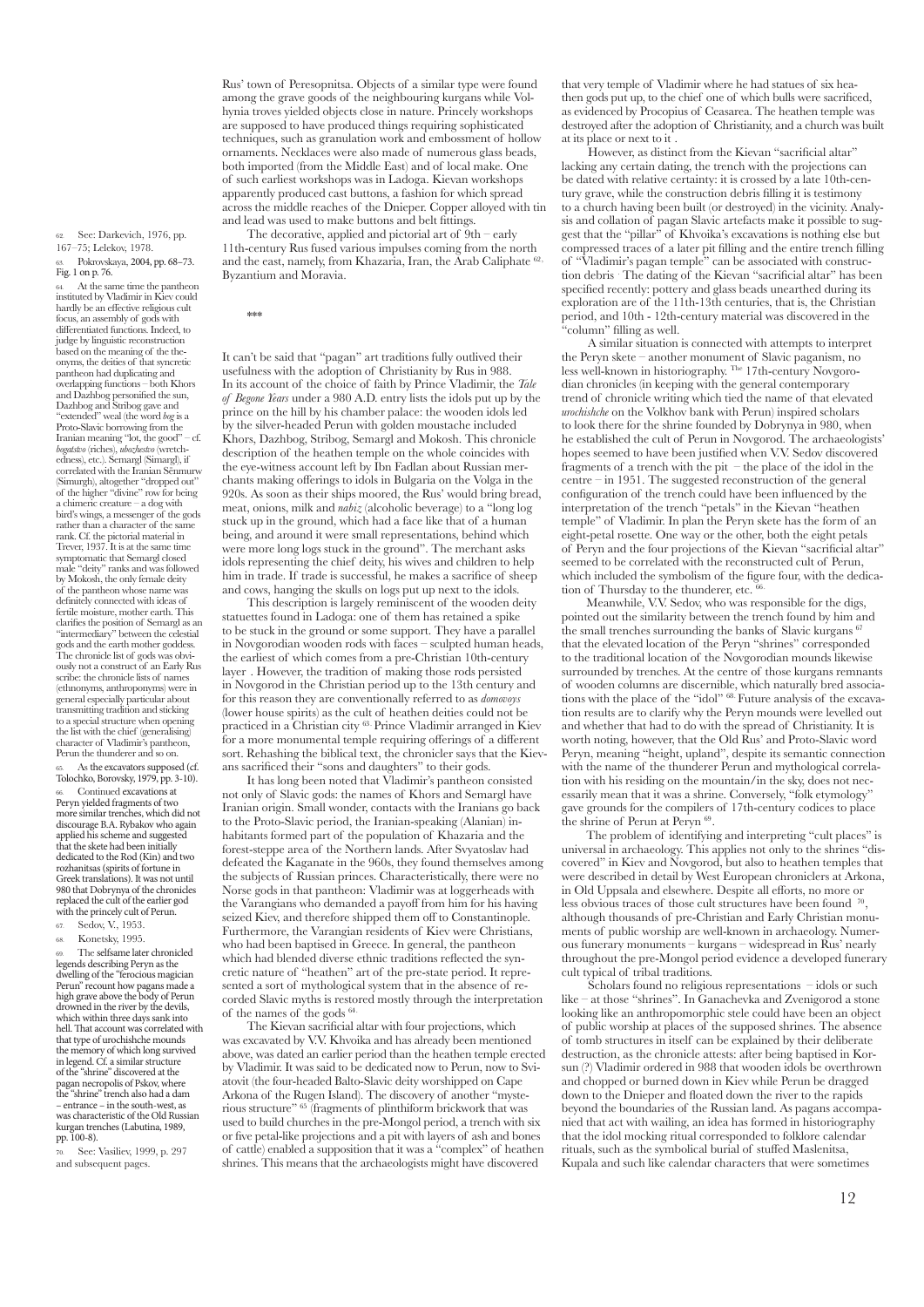Rus' town of Peresopnitsa. Objects of a similar type were found among the grave goods of the neighbouring kurgans while Volhynia troves yielded objects close in nature. Princely workshops are supposed to have produced things requiring sophisticated techniques, such as granulation work and embossment of hollow ornaments. Necklaces were also made of numerous glass beads, both imported (from the Middle East) and of local make. One of such earliest workshops was in Ladoga. Kievan workshops apparently produced cast buttons, a fashion for which spread across the middle reaches of the Dnieper. Copper alloyed with tin and lead was used to make buttons and belt fittings.

The decorative, applied and pictorial art of 9th – early 11th-century Rus fused various impulses coming from the north and the east, namely, from Khazaria, Iran, the Arab Caliphate [62], Byzantium and Moravia.

\*\*\*

It can't be said that "pagan" art traditions fully outlived their usefulness with the adoption of Christianity by Rus in 988. In its account of the choice of faith by Prince Vladimir, the *Tale of Begone Years* under a 980 A.D. entry lists the idols put up by the prince on the hill by his chamber palace: the wooden idols led by the silver-headed Perun with golden moustache included Khors, Dazhbog, Stribog, Semargl and Mokosh. This chronicle description of the heathen temple on the whole coincides with the eye-witness account left by Ibn Fadlan about Russian merchants making offerings to idols in Bulgaria on the Volga in the 920s. As soon as their ships moored, the Rus' would bring bread, meat, onions, milk and *nabiz* (alcoholic beverage) to a "long log stuck up in the ground, which had a face like that of a human being, and around it were small representations, behind which were more long logs stuck in the ground". The merchant asks idols representing the chief deity, his wives and children to help him in trade. If trade is successful, he makes a sacrifice of sheep and cows, hanging the skulls on logs put up next to the idols.

This description is largely reminiscent of the wooden deity statuettes found in Ladoga: one of them has retained a spike to be stuck in the ground or some support. They have a parallel in Novgorodian wooden rods with faces – sculpted human heads, the earliest of which comes from a pre-Christian 10th-century layer . However, the tradition of making those rods persisted in Novgorod in the Christian period up to the 13th century and for this reason they are conventionally referred to as *domovoys* (lower house spirits) as the cult of heathen deities could not be practiced in a Christian city [63]. Prince Vladimir arranged in Kiev for a more monumental temple requiring offerings of a different sort. Rehashing the biblical text, the chronicler says that the Kievans sacrificed their "sons and daughters" to their gods.

It has long been noted that Vladimir's pantheon consisted not only of Slavic gods: the names of Khors and Semargl have Iranian origin. Small wonder, contacts with the Iranians go back to the Proto-Slavic period, the Iranian-speaking (Alanian) inhabitants formed part of the population of Khazaria and the forest-steppe area of the Northern lands. After Svyatoslav had defeated the Kaganate in the 960s, they found themselves among the subjects of Russian princes. Characteristically, there were no Norse gods in that pantheon: Vladimir was at loggerheads with the Varangians who demanded a payoff from him for his having seized Kiev, and therefore shipped them off to Constantinople. Furthermore, the Varangian residents of Kiev were Christians, who had been baptised in Greece. In general, the pantheon which had blended diverse ethnic traditions reflected the syncretic nature of "heathen" art of the pre-state period. It represented a sort of mythological system that in the absence of recorded Slavic myths is restored mostly through the interpretation of the names of the gods [64].

The Kievan sacrificial altar with four projections, which was excavated by V.V. Khvoika and has already been mentioned above, was dated an earlier period than the heathen temple erected by Vladimir. It was said to be dedicated now to Perun, now to Sviatovit (the four-headed Balto-Slavic deity worshipped on Cape Arkona of the Rugen Island). The discovery of another "mysterious structure" [65] (fragments of plinthiform brickwork that was used to build churches in the pre-Mongol period, a trench with six or five petal-like projections and a pit with layers of ash and bones of cattle) enabled a supposition that it was a "complex" of heathen shrines. This means that the archaeologists might have discovered that very temple of Vladimir where he had statues of six heathen gods put up, to the chief one of which bulls were sacrificed, as evidenced by Procopius of Ceasarea. The heathen temple was destroyed after the adoption of Christianity, and a church was built at its place or next to it .

However, as distinct from the Kievan "sacrificial altar" lacking any certain dating, the trench with the projections can be dated with relative certainty: it is crossed by a late 10th-century grave, while the construction debris filling it is testimony to a church having been built (or destroyed) in the vicinity. Analysis and collation of pagan Slavic artefacts make it possible to suggest that the "pillar" of Khvoika's excavations is nothing else but compressed traces of a later pit filling and the entire trench filling of "Vladimir's pagan temple" can be associated with construction debris . The dating of the Kievan "sacrificial altar" has been specified recently: pottery and glass beads unearthed during its exploration are of the 11th-13th centuries, that is, the Christian period, and 10th - 12th-century material was discovered in the "column" filling as well.

A similar situation is connected with attempts to interpret the Peryn skete – another monument of Slavic paganism, no less well-known in historiography. The 17th-century Novgorodian chronicles (in keeping with the general contemporary trend of chronicle writing which tied the name of that elevated *urochishche* on the Volkhov bank with Perun) inspired scholars to look there for the shrine founded by Dobrynya in 980, when he established the cult of Perun in Novgorod. The archaeologists' hopes seemed to have been justified when V.V. Sedov discovered fragments of a trench with the pit – the place of the idol in the centre – in 1951. The suggested reconstruction of the general configuration of the trench could have been influenced by the interpretation of the trench "petals" in the Kievan "heathen temple" of Vladimir. In plan the Peryn skete has the form of an eight-petal rosette. One way or the other, both the eight petals of Peryn and the four projections of the Kievan "sacrificial altar" seemed to be correlated with the reconstructed cult of Perun, which included the symbolism of the figure four, with the dedication of Thursday to the thunderer, etc. [66].

Meanwhile, V.V. Sedov, who was responsible for the digs, pointed out the similarity between the trench found by him and the small trenches surrounding the banks of Slavic kurgans [67] that the elevated location of the Peryn "shrines" corresponded to the traditional location of the Novgorodian mounds likewise surrounded by trenches. At the centre of those kurgans remnants of wooden columns are discernible, which naturally bred associations with the place of the "idol" [68]. Future analysis of the excavation results are to clarify why the Peryn mounds were levelled out and whether that had to do with the spread of Christianity. It is worth noting, however, that the Old Rus' and Proto-Slavic word Peryn, meaning "height, upland", despite its semantic connection with the name of the thunderer Perun and mythological correlation with his residing on the mountain/in the sky, does not necessarily mean that it was a shrine. Conversely, "folk etymology" gave grounds for the compilers of 17th-century codices to place the shrine of Perun at Peryn [69].

The problem of identifying and interpreting "cult places" is universal in archaeology. This applies not only to the shrines "discovered" in Kiev and Novgorod, but also to heathen temples that were described in detail by West European chroniclers at Arkona, in Old Uppsala and elsewhere. Despite all efforts, no more or less obvious traces of those cult structures have been found [70], although thousands of pre-Christian and Early Christian monuments of public worship are well-known in archaeology. Numerous funerary monuments – kurgans – widespread in Rus' nearly throughout the pre-Mongol period evidence a developed funerary cult typical of tribal traditions.

Scholars found no religious representations – idols or such like – at those "shrines". In Ganachevka and Zvenigorod a stone looking like an anthropomorphic stele could have been an object of public worship at places of the supposed shrines. The absence of tomb structures in itself can be explained by their deliberate destruction, as the chronicle attests: after being baptised in Korsun (?) Vladimir ordered in 988 that wooden idols be overthrown and chopped or burned down in Kiev while Perun be dragged down to the Dnieper and floated down the river to the rapids beyond the boundaries of the Russian land. As pagans accompanied that act with wailing, an idea has formed in historiography that the idol mocking ritual corresponded to folklore calendar rituals, such as the symbolical burial of stuffed Maslenitsa, Kupala and such like calendar characters that were sometimes

---

62. See: Darkevich, 1976, pp. 167–75; Lelekov, 1978.

63. Pokrovskaya, 2004, pp. 68–73. Fig. 1 on p. 76.

64. At the same time the pantheon instituted by Vladimir in Kiev could hardly be an effective religious cult focus, an assembly of gods with differentiated functions. Indeed, to judge by linguistic reconstruction based on the meaning of the theonyms, the deities of that syncretic pantheon had duplicating and overlapping functions – both Khors and Dazhbog personified the sun, Dazhbog and Stribog gave and "extended" weal (the word *bog* is a Proto-Slavic borrowing from the Iranian meaning "lot, the good" – cf. *bogatstvo* (riches), *ubozhestvo* (wretchedness), etc.). Semargl (Simargl), if correlated with the Iranian Sēnmurw (Simurgh), altogether "dropped out" of the higher "divine" row for being a chimeric creature – a dog with bird's wings, a messenger of the gods rather than a character of the same rank. Cf. the pictorial material in Trever, 1937. It is at the same time symptomatic that Semargl closed male "deity" ranks and was followed by Mokosh, the only female deity of the pantheon whose name was definitely connected with ideas of fertile moisture, mother earth. This clarifies the position of Semargl as an "intermediary" between the celestial gods and the earth mother goddess. The chronicle list of gods was obviously not a construct of an Early Rus scribe: the chronicle lists of names (ethnonyms, anthroponyms) were in general especially particular about transmitting tradition and sticking to a special structure when opening the list with the chief (generalising) character of Vladimir's pantheon, Perun the thunderer and so on.

65. As the excavators supposed (cf. Tolochko, Borovsky, 1979, pp. 3-10).

66. Continued excavations at Peryn yielded fragments of two more similar trenches, which did not discourage B.A. Rybakov who again applied his scheme and suggested that the skete had been initially dedicated to the Rod (Kin) and two rozhanitsas (spirits of fortune in Greek translations). It was not until 980 that Dobrynya of the chronicles replaced the cult of the earlier god with the princely cult of Perun.

67. Sedov, V., 1953.

68. Konetsky, 1995.

69. The selfsame later chronicled legends describing Peryn as the dwelling of the "ferocious magician Perun" recount how pagans made a high grave above the body of Perun drowned in the river by the devils, which within three days sank into hell. That account was correlated with that type of urochishche mounds the memory of which long survived in legend. Cf. a similar structure of the "shrine" discovered at the pagan necropolis of Pskov, where the "shrine" trench also had a dam – entrance – in the south-west, as was characteristic of the Old Russian kurgan trenches (Labutina, 1989, pp. 100-8).

70. See: Vasiliev, 1999, p. 297 and subsequent pages.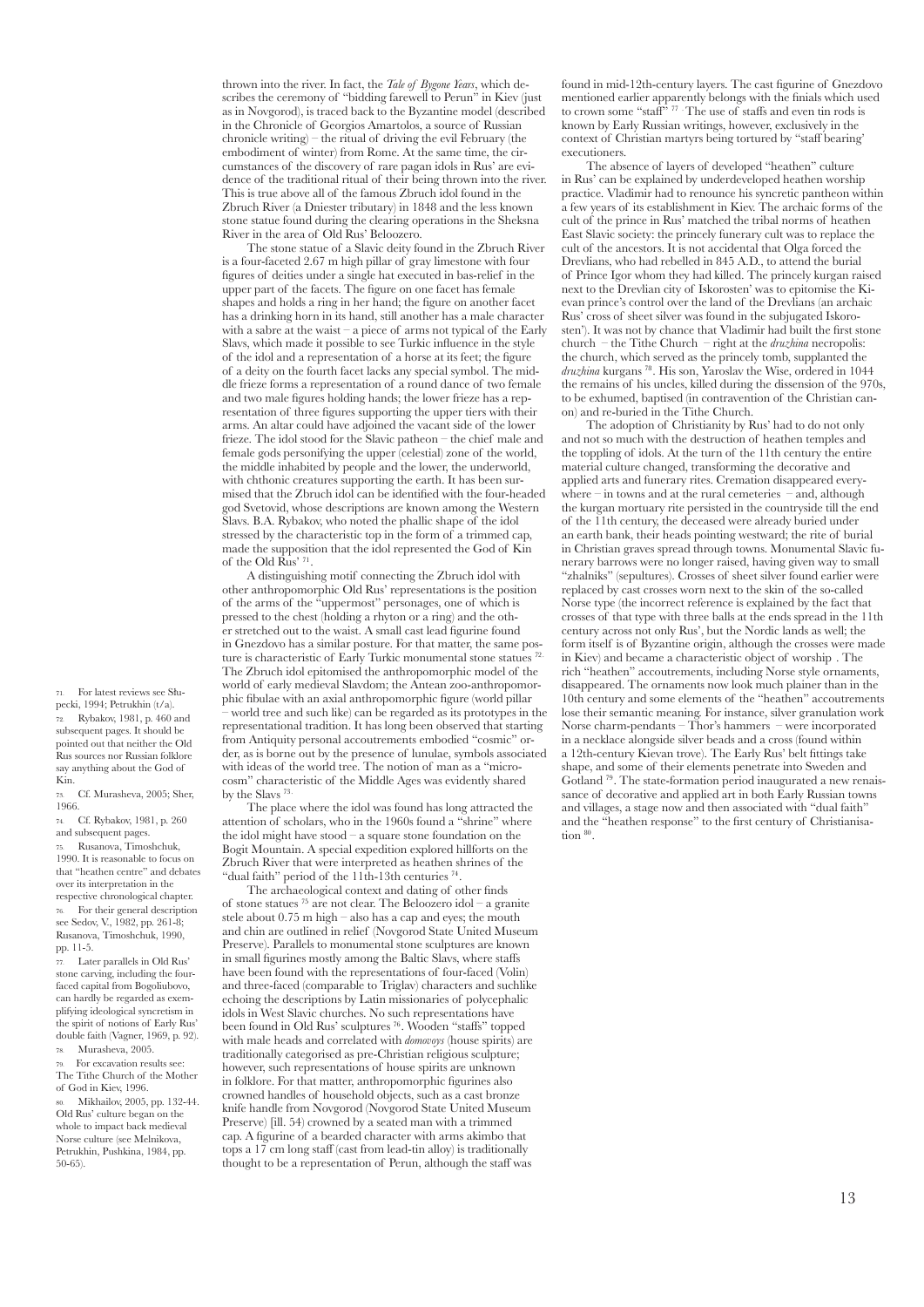thrown into the river. In fact, the *Tale of Bygone Years*, which describes the ceremony of "bidding farewell to Perun" in Kiev (just as in Novgorod), is traced back to the Byzantine model (described in the Chronicle of Georgios Amartolos, a source of Russian chronicle writing) – the ritual of driving the evil February (the embodiment of winter) from Rome. At the same time, the circumstances of the discovery of rare pagan idols in Rus' are evidence of the traditional ritual of their being thrown into the river. This is true above all of the famous Zbruch idol found in the Zbruch River (a Dniester tributary) in 1848 and the less known stone statue found during the clearing operations in the Sheksna River in the area of Old Rus' Beloozero.

The stone statue of a Slavic deity found in the Zbruch River is a four-faceted 2.67 m high pillar of gray limestone with four figures of deities under a single hat executed in bas-relief in the upper part of the facets. The figure on one facet has female shapes and holds a ring in her hand; the figure on another facet has a drinking horn in its hand, still another has a male character with a sabre at the waist – a piece of arms not typical of the Early Slavs, which made it possible to see Turkic influence in the style of the idol and a representation of a horse at its feet; the figure of a deity on the fourth facet lacks any special symbol. The middle frieze forms a representation of a round dance of two female and two male figures holding hands; the lower frieze has a representation of three figures supporting the upper tiers with their arms. An altar could have adjoined the vacant side of the lower frieze. The idol stood for the Slavic patheon – the chief male and female gods personifying the upper (celestial) zone of the world, the middle inhabited by people and the lower, the underworld, with chthonic creatures supporting the earth. It has been surmised that the Zbruch idol can be identified with the four-headed god Svetovid, whose descriptions are known among the Western Slavs. B.A. Rybakov, who noted the phallic shape of the idol stressed by the characteristic top in the form of a trimmed cap, made the supposition that the idol represented the God of Kin of the Old Rus' [71].

A distinguishing motif connecting the Zbruch idol with other anthropomorphic Old Rus' representations is the position of the arms of the "uppermost" personages, one of which is pressed to the chest (holding a rhyton or a ring) and the other stretched out to the waist. A small cast lead figurine found in Gnezdovo has a similar posture. For that matter, the same posture is characteristic of Early Turkic monumental stone statues [72]. The Zbruch idol epitomised the anthropomorphic model of the world of early medieval Slavdom; the Antean zoo-anthropomorphic fibulae with an axial anthropomorphic figure (world pillar – world tree and such like) can be regarded as its prototypes in the representational tradition. It has long been observed that starting from Antiquity personal accoutrements embodied "cosmic" order, as is borne out by the presence of lunulae, symbols associated with ideas of the world tree. The notion of man as a "microcosm" characteristic of the Middle Ages was evidently shared by the Slavs [73].

The place where the idol was found has long attracted the attention of scholars, who in the 1960s found a "shrine" where the idol might have stood – a square stone foundation on the Bogit Mountain. A special expedition explored hillforts on the Zbruch River that were interpreted as heathen shrines of the "dual faith" period of the 11th-13th centuries [74].

The archaeological context and dating of other finds of stone statues [75] are not clear. The Beloozero idol – a granite stele about 0.75 m high – also has a cap and eyes; the mouth and chin are outlined in relief (Novgorod State United Museum Preserve). Parallels to monumental stone sculptures are known in small figurines mostly among the Baltic Slavs, where staffs have been found with the representations of four-faced (Volin) and three-faced (comparable to Triglav) characters and suchlike echoing the descriptions by Latin missionaries of polycephalic idols in West Slavic churches. No such representations have been found in Old Rus' sculptures [76]. Wooden "staffs" topped with male heads and correlated with *domovoys* (house spirits) are traditionally categorised as pre-Christian religious sculpture; however, such representations of house spirits are unknown in folklore. For that matter, anthropomorphic figurines also crowned handles of household objects, such as a cast bronze knife handle from Novgorod (Novgorod State United Museum Preserve) [ill. 54) crowned by a seated man with a trimmed cap. A figurine of a bearded character with arms akimbo that tops a 17 cm long staff (cast from lead-tin alloy) is traditionally thought to be a representation of Perun, although the staff was found in mid-12th-century layers. The cast figurine of Gnezdovo mentioned earlier apparently belongs with the finials which used to crown some "staff" [77]. The use of staffs and even tin rods is known by Early Russian writings, however, exclusively in the context of Christian martyrs being tortured by "staff bearing' executioners.

The absence of layers of developed "heathen" culture in Rus' can be explained by underdeveloped heathen worship practice. Vladimir had to renounce his syncretic pantheon within a few years of its establishment in Kiev. The archaic forms of the cult of the prince in Rus' matched the tribal norms of heathen East Slavic society: the princely funerary cult was to replace the cult of the ancestors. It is not accidental that Olga forced the Drevlians, who had rebelled in 845 A.D., to attend the burial of Prince Igor whom they had killed. The princely kurgan raised next to the Drevlian city of Iskorosten' was to epitomise the Kievan prince's control over the land of the Drevlians (an archaic Rus' cross of sheet silver was found in the subjugated Iskorosten'). It was not by chance that Vladimir had built the first stone church – the Tithe Church – right at the *druzhina* necropolis: the church, which served as the princely tomb, supplanted the *druzhina* kurgans [78]. His son, Yaroslav the Wise, ordered in 1044 the remains of his uncles, killed during the dissension of the 970s, to be exhumed, baptised (in contravention of the Christian canon) and re-buried in the Tithe Church.

The adoption of Christianity by Rus' had to do not only and not so much with the destruction of heathen temples and the toppling of idols. At the turn of the 11th century the entire material culture changed, transforming the decorative and applied arts and funerary rites. Cremation disappeared everywhere – in towns and at the rural cemeteries – and, although the kurgan mortuary rite persisted in the countryside till the end of the 11th century, the deceased were already buried under an earth bank, their heads pointing westward; the rite of burial in Christian graves spread through towns. Monumental Slavic funerary barrows were no longer raised, having given way to small "zhalniks" (sepultures). Crosses of sheet silver found earlier were replaced by cast crosses worn next to the skin of the so-called Norse type (the incorrect reference is explained by the fact that crosses of that type with three balls at the ends spread in the 11th century across not only Rus', but the Nordic lands as well; the form itself is of Byzantine origin, although the crosses were made in Kiev) and became a characteristic object of worship . The rich "heathen" accoutrements, including Norse style ornaments, disappeared. The ornaments now look much plainer than in the 10th century and some elements of the "heathen" accoutrements lose their semantic meaning. For instance, silver granulation work Norse charm-pendants – Thor's hammers – were incorporated in a necklace alongside silver beads and a cross (found within a 12th-century Kievan trove). The Early Rus' belt fittings take shape, and some of their elements penetrate into Sweden and Gotland [79]. The state-formation period inaugurated a new renaissance of decorative and applied art in both Early Russian towns and villages, a stage now and then associated with "dual faith" and the "heathen response" to the first century of Christianisation [80].

---

71. For latest reviews see Słupecki, 1994; Petrukhin (t/a).

72. Rybakov, 1981, p. 460 and subsequent pages. It should be pointed out that neither the Old Rus sources nor Russian folklore say anything about the God of Kin.

73. Cf. Murasheva, 2005; Sher, 1966.

74. Cf. Rybakov, 1981, p. 260 and subsequent pages.

75. Rusanova, Timoshchuk, 1990. It is reasonable to focus on that "heathen centre" and debates over its interpretation in the respective chronological chapter.

76. For their general description see Sedov, V., 1982, pp. 261-8; Rusanova, Timoshchuk, 1990, pp. 11-5.

77. Later parallels in Old Rus' stone carving, including the four-faced capital from Bogoliubovo, can hardly be regarded as exemplifying ideological syncretism in the spirit of notions of Early Rus' double faith (Vagner, 1969, p. 92).

78. Murasheva, 2005.

79. For excavation results see: The Tithe Church of the Mother of God in Kiev, 1996.

80. Mikhailov, 2005, pp. 132-44. Old Rus' culture began on the whole to impact back medieval Norse culture (see Melnikova, Petrukhin, Pushkina, 1984, pp. 50-65).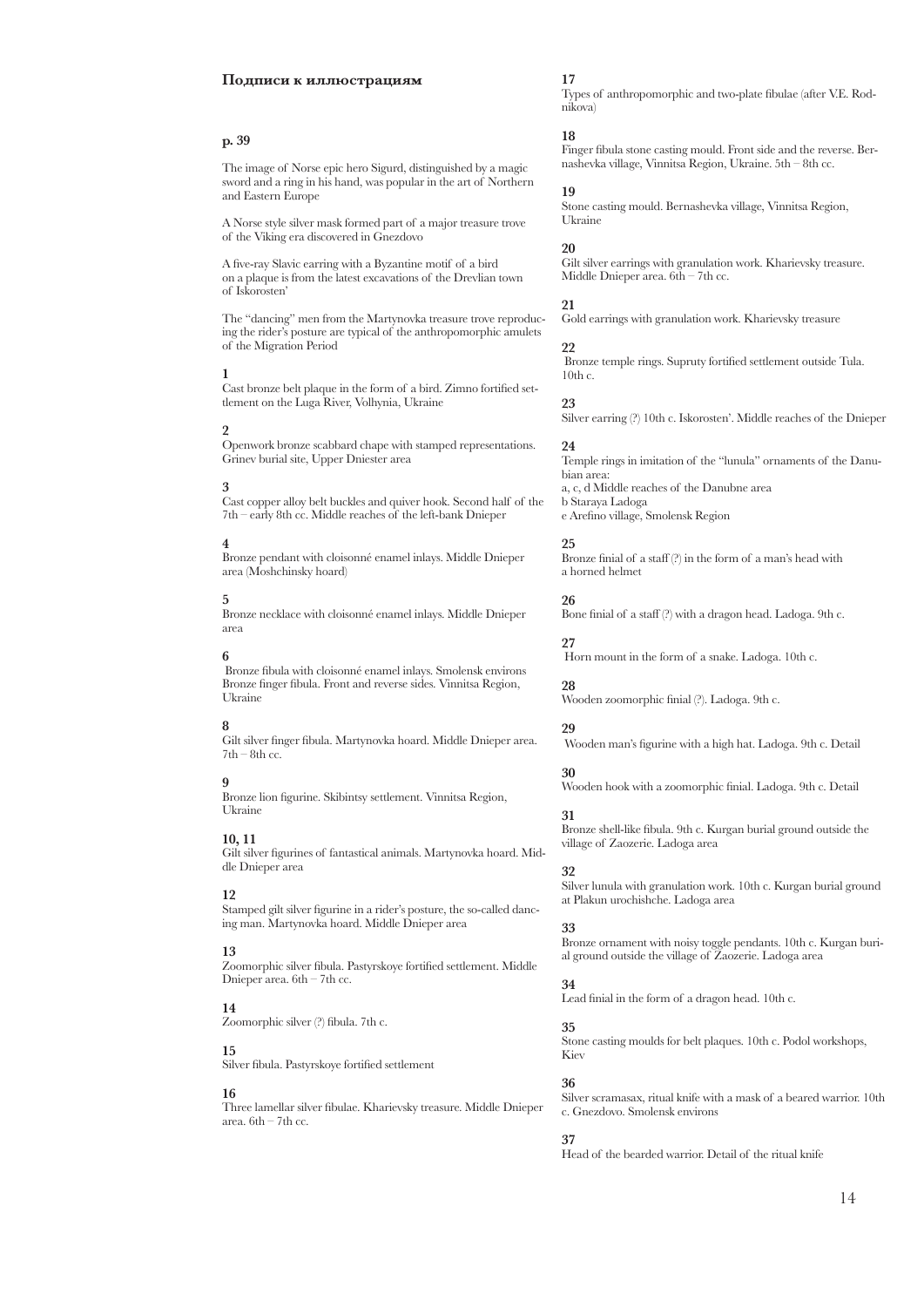## Подписи к иллюстрациям

**p. 39**

The image of Norse epic hero Sigurd, distinguished by a magic sword and a ring in his hand, was popular in the art of Northern and Eastern Europe

A Norse style silver mask formed part of a major treasure trove of the Viking era discovered in Gnezdovo

A five-ray Slavic earring with a Byzantine motif of a bird on a plaque is from the latest excavations of the Drevlian town of Iskorosten'

The "dancing" men from the Martynovka treasure trove reproducing the rider's posture are typical of the anthropomorphic amulets of the Migration Period

**1**
Cast bronze belt plaque in the form of a bird. Zimno fortified settlement on the Luga River, Volhynia, Ukraine

**2**
Openwork bronze scabbard chape with stamped representations. Grinev burial site, Upper Dniester area

**3**
Cast copper alloy belt buckles and quiver hook. Second half of the 7th – early 8th cc. Middle reaches of the left-bank Dnieper

**4**
Bronze pendant with cloisonné enamel inlays. Middle Dnieper area (Moshchinsky hoard)

**5**
Bronze necklace with cloisonné enamel inlays. Middle Dnieper area

**6**
Bronze fibula with cloisonné enamel inlays. Smolensk environs
Bronze finger fibula. Front and reverse sides. Vinnitsa Region, Ukraine

**8**
Gilt silver finger fibula. Martynovka hoard. Middle Dnieper area. 7th – 8th cc.

**9**
Bronze lion figurine. Skibintsy settlement. Vinnitsa Region, Ukraine

**10, 11**
Gilt silver figurines of fantastical animals. Martynovka hoard. Middle Dnieper area

**12**
Stamped gilt silver figurine in a rider's posture, the so-called dancing man. Martynovka hoard. Middle Dnieper area

**13**
Zoomorphic silver fibula. Pastyrskoye fortified settlement. Middle Dnieper area. 6th – 7th cc.

**14**
Zoomorphic silver (?) fibula. 7th c.

**15**
Silver fibula. Pastyrskoye fortified settlement

**16**
Three lamellar silver fibulae. Kharievsky treasure. Middle Dnieper area. 6th – 7th cc.

**17**
Types of anthropomorphic and two-plate fibulae (after V.E. Rodnikova)

**18**
Finger fibula stone casting mould. Front side and the reverse. Bernashevka village, Vinnitsa Region, Ukraine. 5th – 8th cc.

**19**
Stone casting mould. Bernashevka village, Vinnitsa Region, Ukraine

**20**
Gilt silver earrings with granulation work. Kharievsky treasure. Middle Dnieper area. 6th – 7th cc.

**21**
Gold earrings with granulation work. Kharievsky treasure

**22**
Bronze temple rings. Supruty fortified settlement outside Tula. 10th c.

**23**
Silver earring (?) 10th c. Iskorosten'. Middle reaches of the Dnieper

**24**
Temple rings in imitation of the "lunula" ornaments of the Danubian area:
a, c, d Middle reaches of the Danubne area
b Staraya Ladoga
e Arefino village, Smolensk Region

**25**
Bronze finial of a staff (?) in the form of a man's head with a horned helmet

**26**
Bone finial of a staff (?) with a dragon head. Ladoga. 9th c.

**27**
Horn mount in the form of a snake. Ladoga. 10th c.

**28**
Wooden zoomorphic finial (?). Ladoga. 9th c.

**29**
Wooden man's figurine with a high hat. Ladoga. 9th c. Detail

**30**
Wooden hook with a zoomorphic finial. Ladoga. 9th c. Detail

**31**
Bronze shell-like fibula. 9th c. Kurgan burial ground outside the village of Zaozerie. Ladoga area

**32**
Silver lunula with granulation work. 10th c. Kurgan burial ground at Plakun urochishche. Ladoga area

**33**
Bronze ornament with noisy toggle pendants. 10th c. Kurgan burial ground outside the village of Zaozerie. Ladoga area

**34**
Lead finial in the form of a dragon head. 10th c.

**35**
Stone casting moulds for belt plaques. 10th c. Podol workshops, Kiev

**36**
Silver scramasax, ritual knife with a mask of a beared warrior. 10th c. Gnezdovo. Smolensk environs

**37**
Head of the bearded warrior. Detail of the ritual knife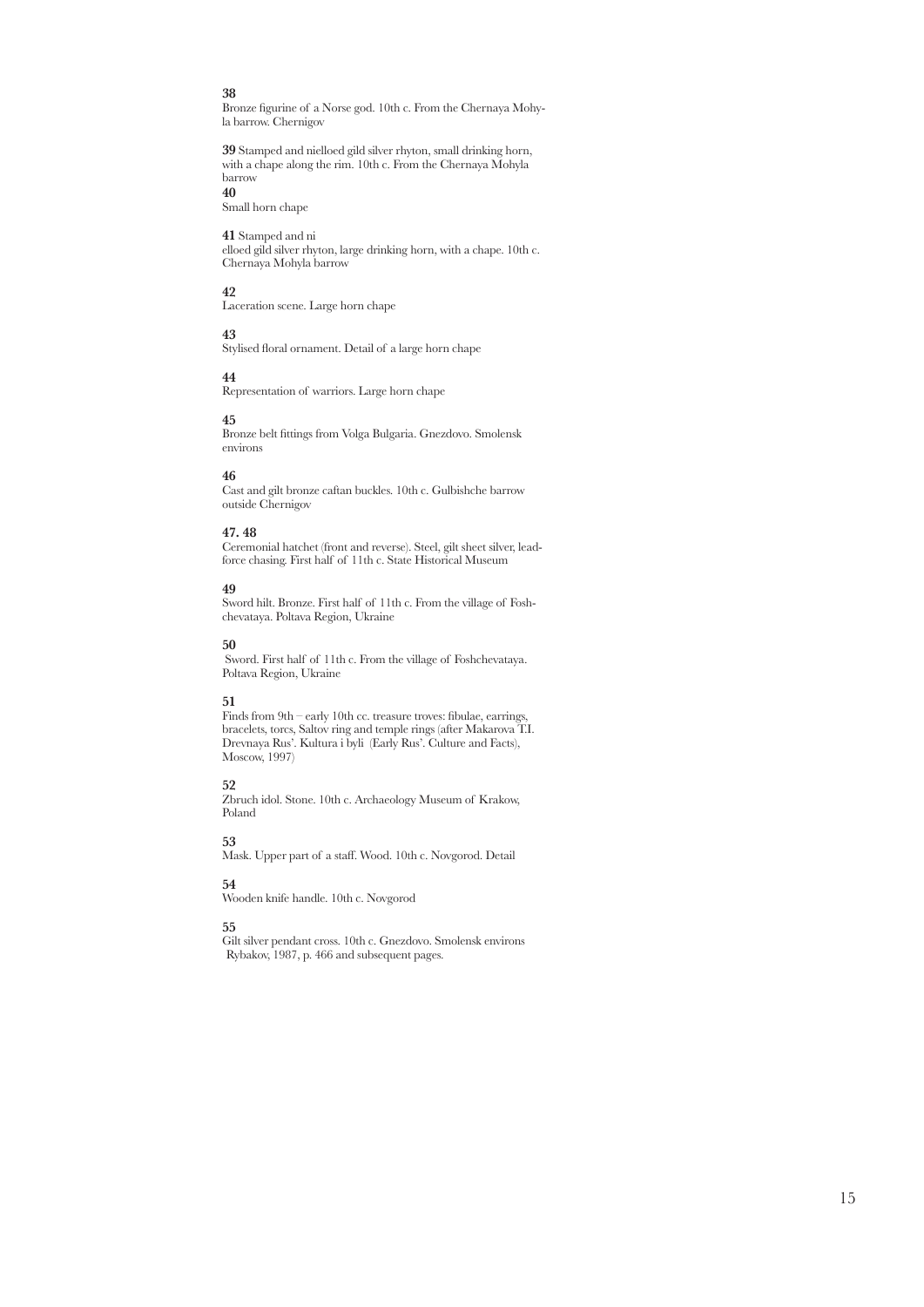**38**
Bronze figurine of a Norse god. 10th c. From the Chernaya Mohyla barrow. Chernigov

**39** Stamped and nielloed gild silver rhyton, small drinking horn, with a chape along the rim. 10th c. From the Chernaya Mohyla barrow

**40**
Small horn chape

**41** Stamped and ni
elloed gild silver rhyton, large drinking horn, with a chape. 10th c. Chernaya Mohyla barrow

**42**
Laceration scene. Large horn chape

**43**
Stylised floral ornament. Detail of a large horn chape

**44**
Representation of warriors. Large horn chape

**45**
Bronze belt fittings from Volga Bulgaria. Gnezdovo. Smolensk environs

**46**
Cast and gilt bronze caftan buckles. 10th c. Gulbishche barrow outside Chernigov

**47. 48**
Ceremonial hatchet (front and reverse). Steel, gilt sheet silver, lead-force chasing. First half of 11th c. State Historical Museum

**49**
Sword hilt. Bronze. First half of 11th c. From the village of Foshchevataya. Poltava Region, Ukraine

**50**
Sword. First half of 11th c. From the village of Foshchevataya. Poltava Region, Ukraine

**51**
Finds from 9th – early 10th cc. treasure troves: fibulae, earrings, bracelets, torcs, Saltov ring and temple rings (after Makarova T.I. Drevnaya Rus'. Kultura i byli (Early Rus'. Culture and Facts), Moscow, 1997)

**52**
Zbruch idol. Stone. 10th c. Archaeology Museum of Krakow, Poland

**53**
Mask. Upper part of a staff. Wood. 10th c. Novgorod. Detail

**54**
Wooden knife handle. 10th c. Novgorod

**55**
Gilt silver pendant cross. 10th c. Gnezdovo. Smolensk environs
Rybakov, 1987, p. 466 and subsequent pages.